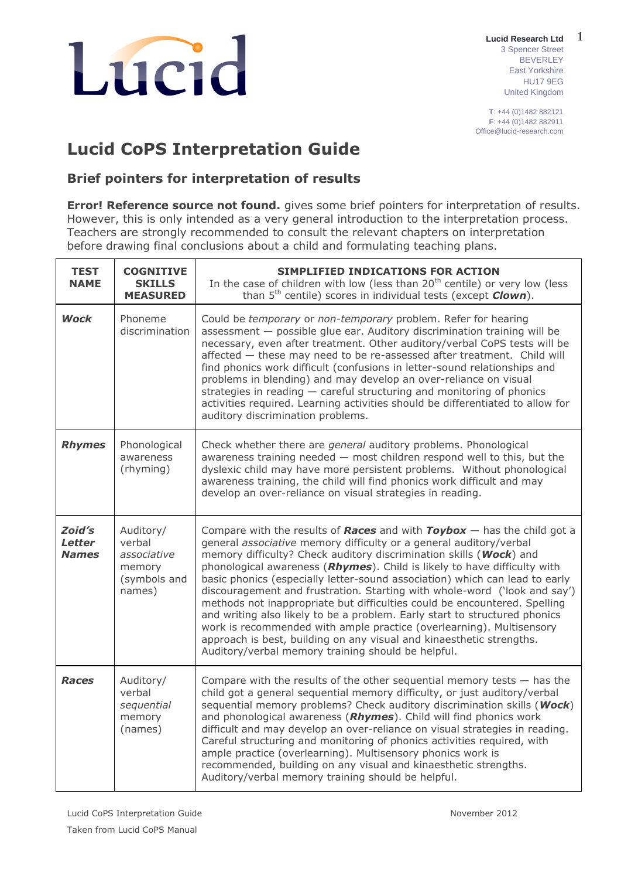Lucid

**Lucid Research Ltd**
3 Spencer Street
BEVERLEY
East Yorkshire
HU17 9EG
United Kingdom

**T**: +44 (0)1482 882121
**F**: +44 (0)1482 882911
Office@lucid-research.com

# Lucid CoPS Interpretation Guide

## Brief pointers for interpretation of results

**Error! Reference source not found.** gives some brief pointers for interpretation of results. However, this is only intended as a very general introduction to the interpretation process. Teachers are strongly recommended to consult the relevant chapters on interpretation before drawing final conclusions about a child and formulating teaching plans.

| TEST NAME | COGNITIVE SKILLS MEASURED | SIMPLIFIED INDICATIONS FOR ACTION<br>In the case of children with low (less than 20th centile) or very low (less than 5th centile) scores in individual tests (except ***Clown***). |
|---|---|---|
| ***Wock*** | Phoneme discrimination | Could be *temporary* or *non-temporary* problem. Refer for hearing assessment — possible glue ear. Auditory discrimination training will be necessary, even after treatment. Other auditory/verbal CoPS tests will be affected — these may need to be re-assessed after treatment. Child will find phonics work difficult (confusions in letter-sound relationships and problems in blending) and may develop an over-reliance on visual strategies in reading — careful structuring and monitoring of phonics activities required. Learning activities should be differentiated to allow for auditory discrimination problems. |
| ***Rhymes*** | Phonological awareness (rhyming) | Check whether there are *general* auditory problems. Phonological awareness training needed — most children respond well to this, but the dyslexic child may have more persistent problems. Without phonological awareness training, the child will find phonics work difficult and may develop an over-reliance on visual strategies in reading. |
| ***Zoid's Letter Names*** | Auditory/ verbal *associative* memory (symbols and names) | Compare with the results of ***Races*** and with ***Toybox*** — has the child got a general *associative* memory difficulty or a general auditory/verbal memory difficulty? Check auditory discrimination skills (***Wock***) and phonological awareness (***Rhymes***). Child is likely to have difficulty with basic phonics (especially letter-sound association) which can lead to early discouragement and frustration. Starting with whole-word ('look and say') methods not inappropriate but difficulties could be encountered. Spelling and writing also likely to be a problem. Early start to structured phonics work is recommended with ample practice (overlearning). Multisensory approach is best, building on any visual and kinaesthetic strengths. Auditory/verbal memory training should be helpful. |
| ***Races*** | Auditory/ verbal *sequential* memory (names) | Compare with the results of the other sequential memory tests — has the child got a general sequential memory difficulty, or just auditory/verbal sequential memory problems? Check auditory discrimination skills (***Wock***) and phonological awareness (***Rhymes***). Child will find phonics work difficult and may develop an over-reliance on visual strategies in reading. Careful structuring and monitoring of phonics activities required, with ample practice (overlearning). Multisensory phonics work is recommended, building on any visual and kinaesthetic strengths. Auditory/verbal memory training should be helpful. |

Lucid CoPS Interpretation Guide — November 2012
Taken from Lucid CoPS Manual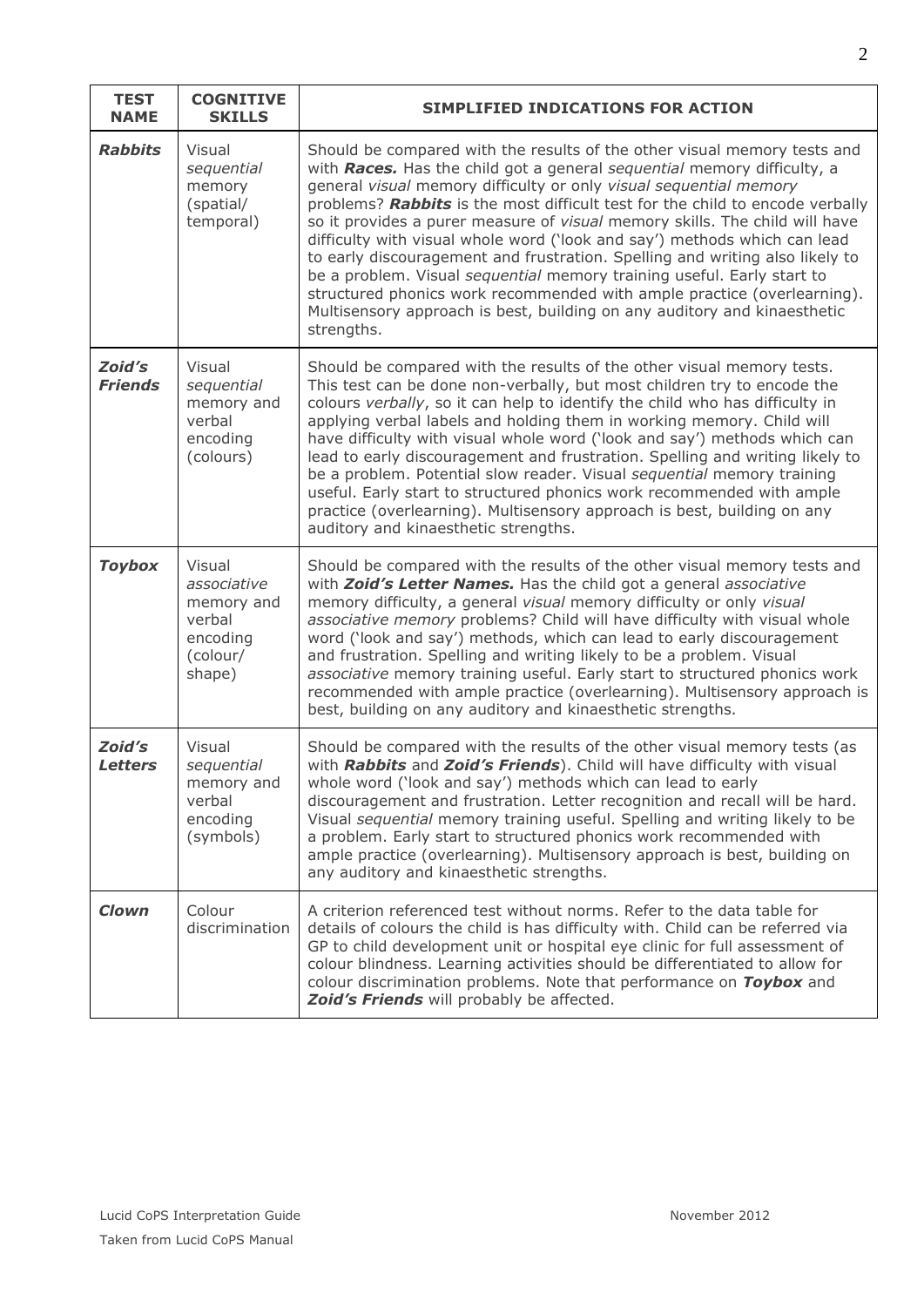| TEST NAME | COGNITIVE SKILLS | SIMPLIFIED INDICATIONS FOR ACTION |
|---|---|---|
| ***Rabbits*** | Visual *sequential* memory (spatial/ temporal) | Should be compared with the results of the other visual memory tests and with ***Races.*** Has the child got a general *sequential* memory difficulty, a general *visual* memory difficulty or only *visual sequential memory* problems? ***Rabbits*** is the most difficult test for the child to encode verbally so it provides a purer measure of *visual* memory skills. The child will have difficulty with visual whole word ('look and say') methods which can lead to early discouragement and frustration. Spelling and writing also likely to be a problem. Visual *sequential* memory training useful. Early start to structured phonics work recommended with ample practice (overlearning). Multisensory approach is best, building on any auditory and kinaesthetic strengths. |
| ***Zoid's Friends*** | Visual *sequential* memory and verbal encoding (colours) | Should be compared with the results of the other visual memory tests. This test can be done non-verbally, but most children try to encode the colours *verbally*, so it can help to identify the child who has difficulty in applying verbal labels and holding them in working memory. Child will have difficulty with visual whole word ('look and say') methods which can lead to early discouragement and frustration. Spelling and writing likely to be a problem. Potential slow reader. Visual *sequential* memory training useful. Early start to structured phonics work recommended with ample practice (overlearning). Multisensory approach is best, building on any auditory and kinaesthetic strengths. |
| ***Toybox*** | Visual *associative* memory and verbal encoding (colour/ shape) | Should be compared with the results of the other visual memory tests and with ***Zoid's Letter Names.*** Has the child got a general *associative* memory difficulty, a general *visual* memory difficulty or only *visual associative memory* problems? Child will have difficulty with visual whole word ('look and say') methods, which can lead to early discouragement and frustration. Spelling and writing likely to be a problem. Visual *associative* memory training useful. Early start to structured phonics work recommended with ample practice (overlearning). Multisensory approach is best, building on any auditory and kinaesthetic strengths. |
| ***Zoid's Letters*** | Visual *sequential* memory and verbal encoding (symbols) | Should be compared with the results of the other visual memory tests (as with ***Rabbits*** and ***Zoid's Friends***). Child will have difficulty with visual whole word ('look and say') methods which can lead to early discouragement and frustration. Letter recognition and recall will be hard. Visual *sequential* memory training useful. Spelling and writing likely to be a problem. Early start to structured phonics work recommended with ample practice (overlearning). Multisensory approach is best, building on any auditory and kinaesthetic strengths. |
| ***Clown*** | Colour discrimination | A criterion referenced test without norms. Refer to the data table for details of colours the child is has difficulty with. Child can be referred via GP to child development unit or hospital eye clinic for full assessment of colour blindness. Learning activities should be differentiated to allow for colour discrimination problems. Note that performance on ***Toybox*** and ***Zoid's Friends*** will probably be affected. |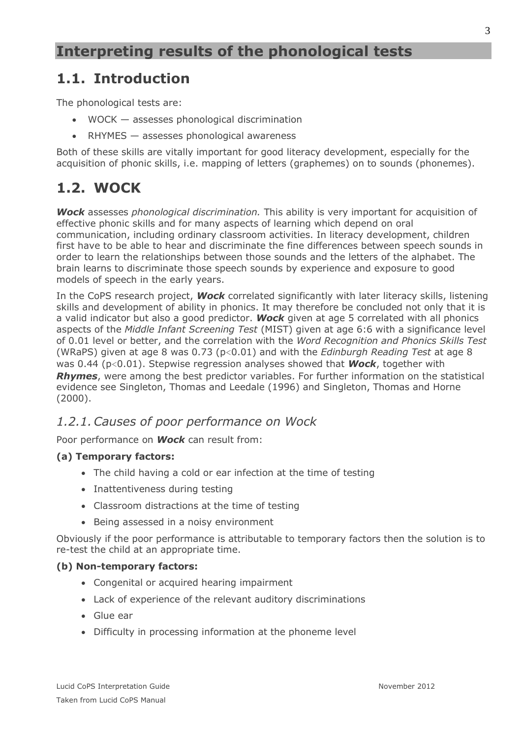# Interpreting results of the phonological tests

## 1.1. Introduction

The phonological tests are:

- WOCK — assesses phonological discrimination
- RHYMES — assesses phonological awareness

Both of these skills are vitally important for good literacy development, especially for the acquisition of phonic skills, i.e. mapping of letters (graphemes) on to sounds (phonemes).

## 1.2. WOCK

***Wock*** assesses *phonological discrimination.* This ability is very important for acquisition of effective phonic skills and for many aspects of learning which depend on oral communication, including ordinary classroom activities. In literacy development, children first have to be able to hear and discriminate the fine differences between speech sounds in order to learn the relationships between those sounds and the letters of the alphabet. The brain learns to discriminate those speech sounds by experience and exposure to good models of speech in the early years.

In the CoPS research project, ***Wock*** correlated significantly with later literacy skills, listening skills and development of ability in phonics. It may therefore be concluded not only that it is a valid indicator but also a good predictor. ***Wock*** given at age 5 correlated with all phonics aspects of the *Middle Infant Screening Test* (MIST) given at age 6:6 with a significance level of 0.01 level or better, and the correlation with the *Word Recognition and Phonics Skills Test* (WRaPS) given at age 8 was 0.73 ($p<0.01$) and with the *Edinburgh Reading Test* at age 8 was 0.44 ($p<0.01$). Stepwise regression analyses showed that ***Wock***, together with ***Rhymes***, were among the best predictor variables. For further information on the statistical evidence see Singleton, Thomas and Leedale (1996) and Singleton, Thomas and Horne (2000).

### *1.2.1. Causes of poor performance on Wock*

Poor performance on ***Wock*** can result from:

**(a) Temporary factors:**

- The child having a cold or ear infection at the time of testing
- Inattentiveness during testing
- Classroom distractions at the time of testing
- Being assessed in a noisy environment

Obviously if the poor performance is attributable to temporary factors then the solution is to re-test the child at an appropriate time.

**(b) Non-temporary factors:**

- Congenital or acquired hearing impairment
- Lack of experience of the relevant auditory discriminations
- Glue ear
- Difficulty in processing information at the phoneme level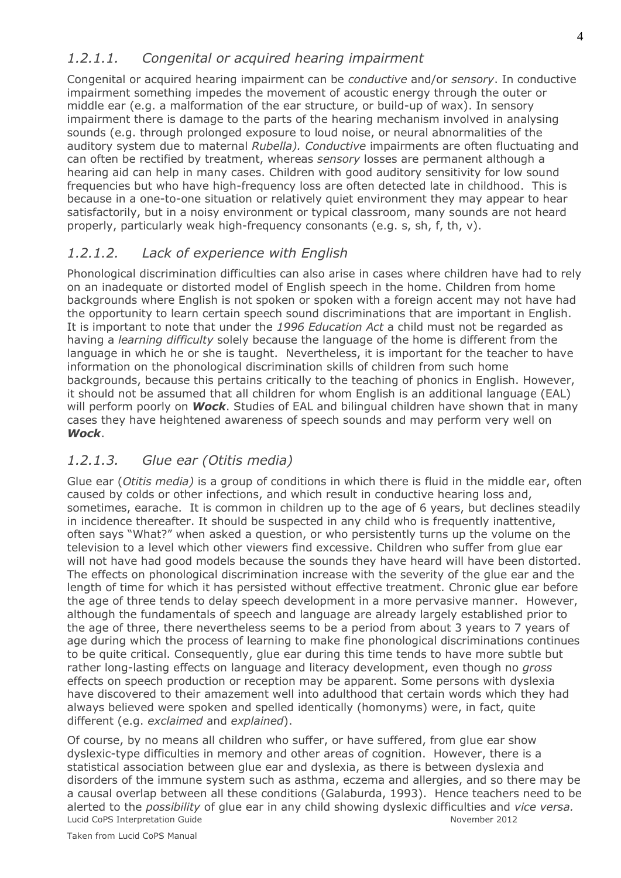### *1.2.1.1. Congenital or acquired hearing impairment*

Congenital or acquired hearing impairment can be *conductive* and/or *sensory*. In conductive impairment something impedes the movement of acoustic energy through the outer or middle ear (e.g. a malformation of the ear structure, or build-up of wax). In sensory impairment there is damage to the parts of the hearing mechanism involved in analysing sounds (e.g. through prolonged exposure to loud noise, or neural abnormalities of the auditory system due to maternal *Rubella). Conductive* impairments are often fluctuating and can often be rectified by treatment, whereas *sensory* losses are permanent although a hearing aid can help in many cases. Children with good auditory sensitivity for low sound frequencies but who have high-frequency loss are often detected late in childhood. This is because in a one-to-one situation or relatively quiet environment they may appear to hear satisfactorily, but in a noisy environment or typical classroom, many sounds are not heard properly, particularly weak high-frequency consonants (e.g. s, sh, f, th, v).

### *1.2.1.2. Lack of experience with English*

Phonological discrimination difficulties can also arise in cases where children have had to rely on an inadequate or distorted model of English speech in the home. Children from home backgrounds where English is not spoken or spoken with a foreign accent may not have had the opportunity to learn certain speech sound discriminations that are important in English. It is important to note that under the *1996 Education Act* a child must not be regarded as having a *learning difficulty* solely because the language of the home is different from the language in which he or she is taught. Nevertheless, it is important for the teacher to have information on the phonological discrimination skills of children from such home backgrounds, because this pertains critically to the teaching of phonics in English. However, it should not be assumed that all children for whom English is an additional language (EAL) will perform poorly on ***Wock***. Studies of EAL and bilingual children have shown that in many cases they have heightened awareness of speech sounds and may perform very well on ***Wock***.

### *1.2.1.3. Glue ear (Otitis media)*

Glue ear (*Otitis media)* is a group of conditions in which there is fluid in the middle ear, often caused by colds or other infections, and which result in conductive hearing loss and, sometimes, earache. It is common in children up to the age of 6 years, but declines steadily in incidence thereafter. It should be suspected in any child who is frequently inattentive, often says "What?" when asked a question, or who persistently turns up the volume on the television to a level which other viewers find excessive. Children who suffer from glue ear will not have had good models because the sounds they have heard will have been distorted. The effects on phonological discrimination increase with the severity of the glue ear and the length of time for which it has persisted without effective treatment. Chronic glue ear before the age of three tends to delay speech development in a more pervasive manner. However, although the fundamentals of speech and language are already largely established prior to the age of three, there nevertheless seems to be a period from about 3 years to 7 years of age during which the process of learning to make fine phonological discriminations continues to be quite critical. Consequently, glue ear during this time tends to have more subtle but rather long-lasting effects on language and literacy development, even though no *gross* effects on speech production or reception may be apparent. Some persons with dyslexia have discovered to their amazement well into adulthood that certain words which they had always believed were spoken and spelled identically (homonyms) were, in fact, quite different (e.g. *exclaimed* and *explained*).

Of course, by no means all children who suffer, or have suffered, from glue ear show dyslexic-type difficulties in memory and other areas of cognition. However, there is a statistical association between glue ear and dyslexia, as there is between dyslexia and disorders of the immune system such as asthma, eczema and allergies, and so there may be a causal overlap between all these conditions (Galaburda, 1993). Hence teachers need to be alerted to the *possibility* of glue ear in any child showing dyslexic difficulties and *vice versa.*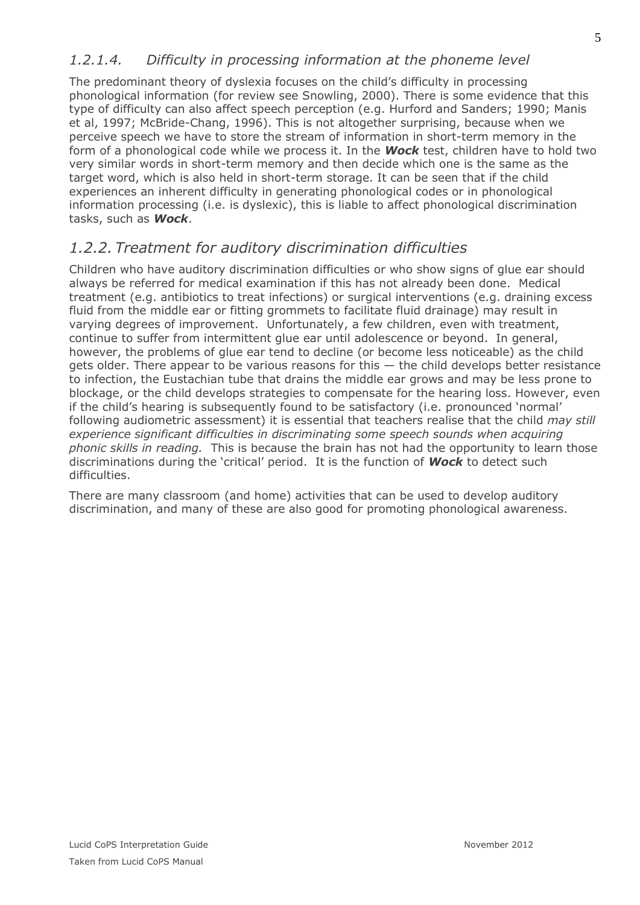### *1.2.1.4. Difficulty in processing information at the phoneme level*

The predominant theory of dyslexia focuses on the child's difficulty in processing phonological information (for review see Snowling, 2000). There is some evidence that this type of difficulty can also affect speech perception (e.g. Hurford and Sanders; 1990; Manis et al, 1997; McBride-Chang, 1996). This is not altogether surprising, because when we perceive speech we have to store the stream of information in short-term memory in the form of a phonological code while we process it. In the ***Wock*** test, children have to hold two very similar words in short-term memory and then decide which one is the same as the target word, which is also held in short-term storage. It can be seen that if the child experiences an inherent difficulty in generating phonological codes or in phonological information processing (i.e. is dyslexic), this is liable to affect phonological discrimination tasks, such as ***Wock***.

## *1.2.2. Treatment for auditory discrimination difficulties*

Children who have auditory discrimination difficulties or who show signs of glue ear should always be referred for medical examination if this has not already been done. Medical treatment (e.g. antibiotics to treat infections) or surgical interventions (e.g. draining excess fluid from the middle ear or fitting grommets to facilitate fluid drainage) may result in varying degrees of improvement. Unfortunately, a few children, even with treatment, continue to suffer from intermittent glue ear until adolescence or beyond. In general, however, the problems of glue ear tend to decline (or become less noticeable) as the child gets older. There appear to be various reasons for this — the child develops better resistance to infection, the Eustachian tube that drains the middle ear grows and may be less prone to blockage, or the child develops strategies to compensate for the hearing loss. However, even if the child's hearing is subsequently found to be satisfactory (i.e. pronounced 'normal' following audiometric assessment) it is essential that teachers realise that the child *may still experience significant difficulties in discriminating some speech sounds when acquiring phonic skills in reading.* This is because the brain has not had the opportunity to learn those discriminations during the 'critical' period. It is the function of ***Wock*** to detect such difficulties.

There are many classroom (and home) activities that can be used to develop auditory discrimination, and many of these are also good for promoting phonological awareness.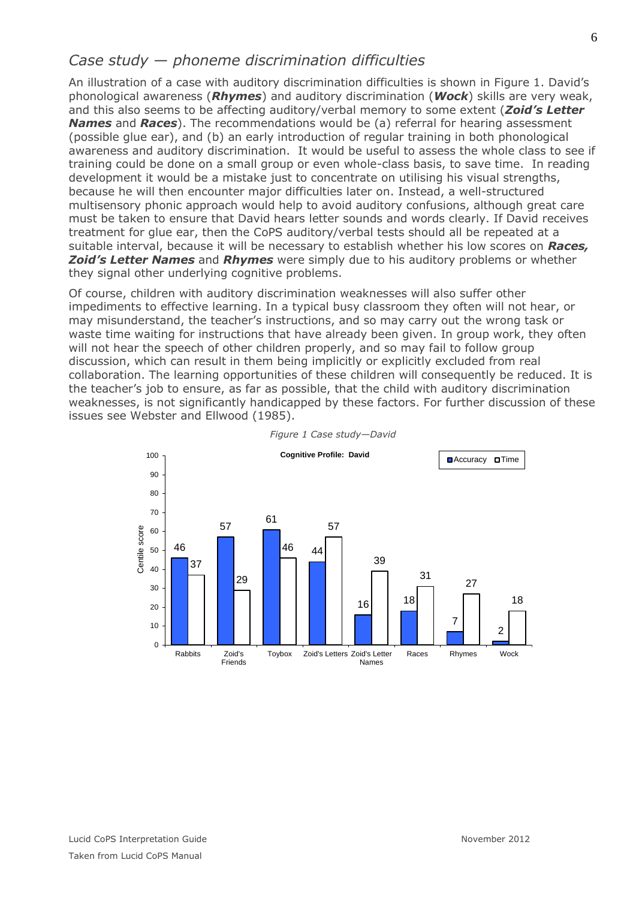## *Case study — phoneme discrimination difficulties*

An illustration of a case with auditory discrimination difficulties is shown in Figure 1. David's phonological awareness (***Rhymes***) and auditory discrimination (***Wock***) skills are very weak, and this also seems to be affecting auditory/verbal memory to some extent (***Zoid's Letter Names*** and ***Races***). The recommendations would be (a) referral for hearing assessment (possible glue ear), and (b) an early introduction of regular training in both phonological awareness and auditory discrimination. It would be useful to assess the whole class to see if training could be done on a small group or even whole-class basis, to save time. In reading development it would be a mistake just to concentrate on utilising his visual strengths, because he will then encounter major difficulties later on. Instead, a well-structured multisensory phonic approach would help to avoid auditory confusions, although great care must be taken to ensure that David hears letter sounds and words clearly. If David receives treatment for glue ear, then the CoPS auditory/verbal tests should all be repeated at a suitable interval, because it will be necessary to establish whether his low scores on ***Races, Zoid's Letter Names*** and ***Rhymes*** were simply due to his auditory problems or whether they signal other underlying cognitive problems.

Of course, children with auditory discrimination weaknesses will also suffer other impediments to effective learning. In a typical busy classroom they often will not hear, or may misunderstand, the teacher's instructions, and so may carry out the wrong task or waste time waiting for instructions that have already been given. In group work, they often will not hear the speech of other children properly, and so may fail to follow group discussion, which can result in them being implicitly or explicitly excluded from real collaboration. The learning opportunities of these children will consequently be reduced. It is the teacher's job to ensure, as far as possible, that the child with auditory discrimination weaknesses, is not significantly handicapped by these factors. For further discussion of these issues see Webster and Ellwood (1985).

*Figure 1 Case study—David*

**Cognitive Profile: David** (Centile score)

| Test | Accuracy | Time |
|---|---|---|
| Rabbits | 46 | 37 |
| Zoid's Friends | 57 | 29 |
| Toybox | 61 | 46 |
| Zoid's Letters | 44 | 57 |
| Zoid's Letter Names | 16 | 39 |
| Races | 18 | 31 |
| Rhymes | 7 | 27 |
| Wock | 2 | 18 |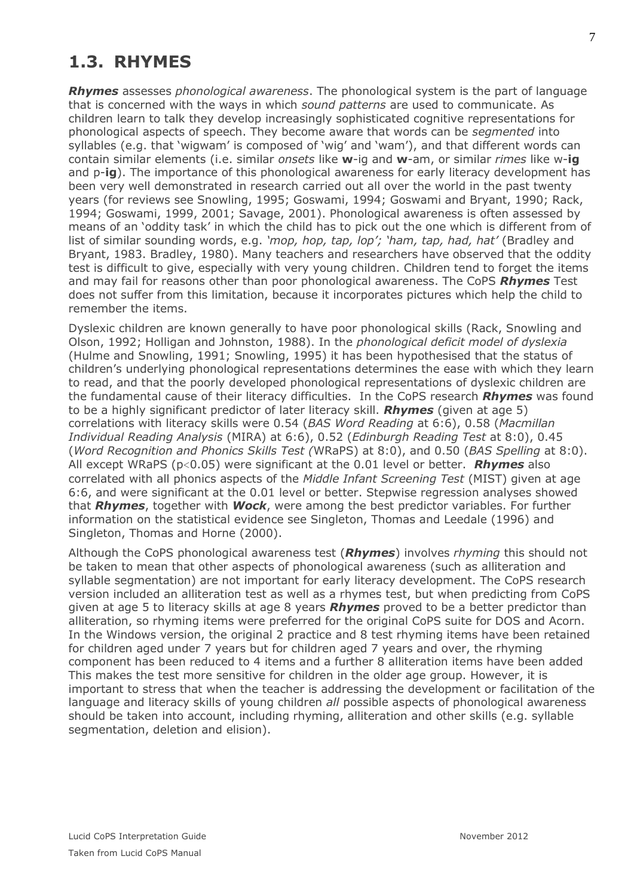## 1.3. RHYMES

***Rhymes*** assesses *phonological awareness*. The phonological system is the part of language that is concerned with the ways in which *sound patterns* are used to communicate. As children learn to talk they develop increasingly sophisticated cognitive representations for phonological aspects of speech. They become aware that words can be *segmented* into syllables (e.g. that 'wigwam' is composed of 'wig' and 'wam'), and that different words can contain similar elements (i.e. similar *onsets* like **w**-ig and **w**-am, or similar *rimes* like w-**ig** and p-**ig**). The importance of this phonological awareness for early literacy development has been very well demonstrated in research carried out all over the world in the past twenty years (for reviews see Snowling, 1995; Goswami, 1994; Goswami and Bryant, 1990; Rack, 1994; Goswami, 1999, 2001; Savage, 2001). Phonological awareness is often assessed by means of an 'oddity task' in which the child has to pick out the one which is different from of list of similar sounding words, e.g. *'mop, hop, tap, lop'; 'ham, tap, had, hat'* (Bradley and Bryant, 1983. Bradley, 1980). Many teachers and researchers have observed that the oddity test is difficult to give, especially with very young children. Children tend to forget the items and may fail for reasons other than poor phonological awareness. The CoPS ***Rhymes*** Test does not suffer from this limitation, because it incorporates pictures which help the child to remember the items.

Dyslexic children are known generally to have poor phonological skills (Rack, Snowling and Olson, 1992; Holligan and Johnston, 1988). In the *phonological deficit model of dyslexia* (Hulme and Snowling, 1991; Snowling, 1995) it has been hypothesised that the status of children's underlying phonological representations determines the ease with which they learn to read, and that the poorly developed phonological representations of dyslexic children are the fundamental cause of their literacy difficulties. In the CoPS research ***Rhymes*** was found to be a highly significant predictor of later literacy skill. ***Rhymes*** (given at age 5) correlations with literacy skills were 0.54 (*BAS Word Reading* at 6:6), 0.58 (*Macmillan Individual Reading Analysis* (MIRA) at 6:6), 0.52 (*Edinburgh Reading Test* at 8:0), 0.45 (*Word Recognition and Phonics Skills Test (*WRaPS) at 8:0), and 0.50 (*BAS Spelling* at 8:0). All except WRaPS ($p<0.05$) were significant at the 0.01 level or better. ***Rhymes*** also correlated with all phonics aspects of the *Middle Infant Screening Test* (MIST) given at age 6:6, and were significant at the 0.01 level or better. Stepwise regression analyses showed that ***Rhymes***, together with ***Wock***, were among the best predictor variables. For further information on the statistical evidence see Singleton, Thomas and Leedale (1996) and Singleton, Thomas and Horne (2000).

Although the CoPS phonological awareness test (***Rhymes***) involves *rhyming* this should not be taken to mean that other aspects of phonological awareness (such as alliteration and syllable segmentation) are not important for early literacy development. The CoPS research version included an alliteration test as well as a rhymes test, but when predicting from CoPS given at age 5 to literacy skills at age 8 years ***Rhymes*** proved to be a better predictor than alliteration, so rhyming items were preferred for the original CoPS suite for DOS and Acorn. In the Windows version, the original 2 practice and 8 test rhyming items have been retained for children aged under 7 years but for children aged 7 years and over, the rhyming component has been reduced to 4 items and a further 8 alliteration items have been added This makes the test more sensitive for children in the older age group. However, it is important to stress that when the teacher is addressing the development or facilitation of the language and literacy skills of young children *all* possible aspects of phonological awareness should be taken into account, including rhyming, alliteration and other skills (e.g. syllable segmentation, deletion and elision).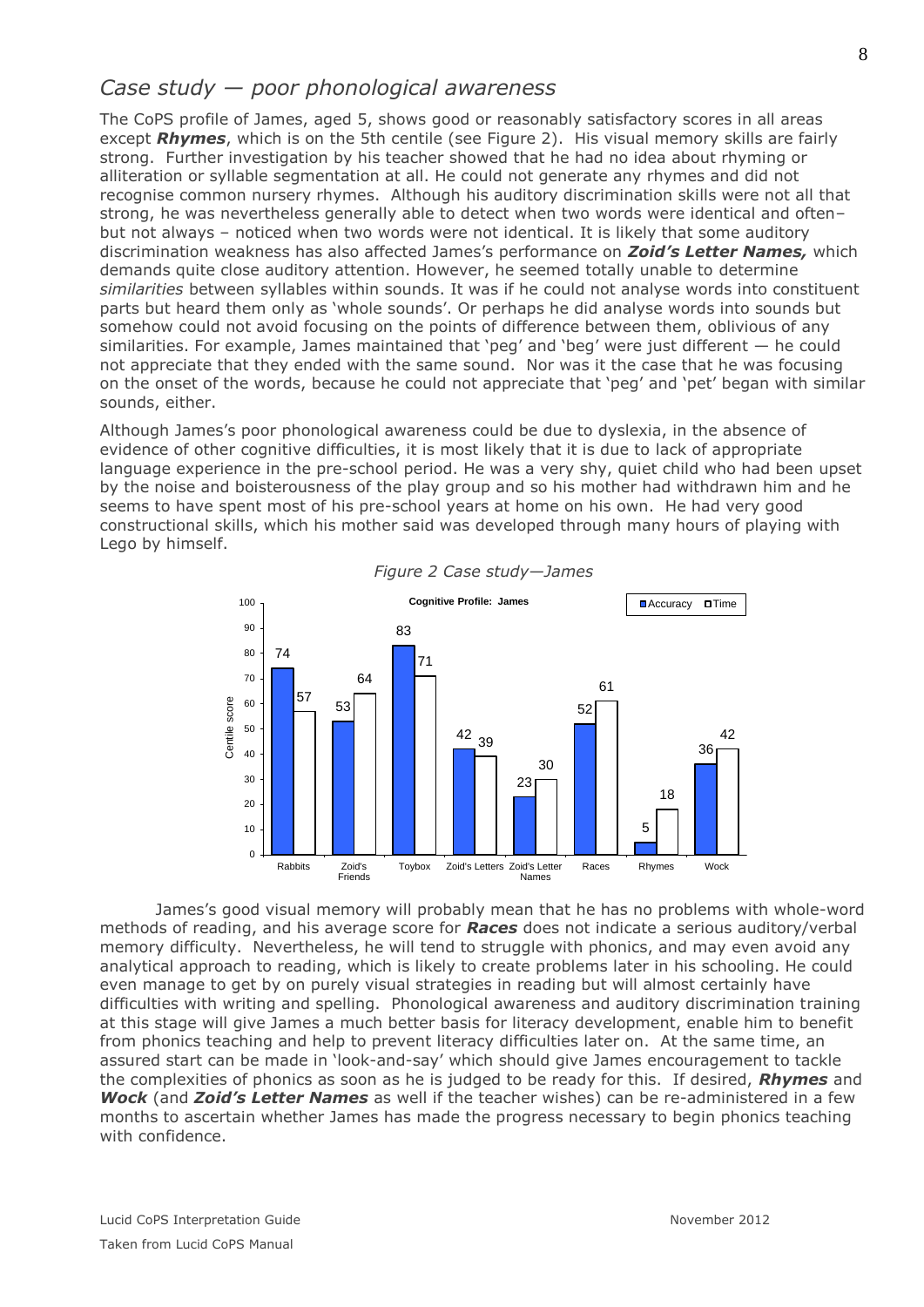## *Case study — poor phonological awareness*

The CoPS profile of James, aged 5, shows good or reasonably satisfactory scores in all areas except ***Rhymes***, which is on the 5th centile (see Figure 2). His visual memory skills are fairly strong. Further investigation by his teacher showed that he had no idea about rhyming or alliteration or syllable segmentation at all. He could not generate any rhymes and did not recognise common nursery rhymes. Although his auditory discrimination skills were not all that strong, he was nevertheless generally able to detect when two words were identical and often– but not always – noticed when two words were not identical. It is likely that some auditory discrimination weakness has also affected James's performance on ***Zoid's Letter Names,*** which demands quite close auditory attention. However, he seemed totally unable to determine *similarities* between syllables within sounds. It was if he could not analyse words into constituent parts but heard them only as 'whole sounds'. Or perhaps he did analyse words into sounds but somehow could not avoid focusing on the points of difference between them, oblivious of any similarities. For example, James maintained that 'peg' and 'beg' were just different — he could not appreciate that they ended with the same sound. Nor was it the case that he was focusing on the onset of the words, because he could not appreciate that 'peg' and 'pet' began with similar sounds, either.

Although James's poor phonological awareness could be due to dyslexia, in the absence of evidence of other cognitive difficulties, it is most likely that it is due to lack of appropriate language experience in the pre-school period. He was a very shy, quiet child who had been upset by the noise and boisterousness of the play group and so his mother had withdrawn him and he seems to have spent most of his pre-school years at home on his own. He had very good constructional skills, which his mother said was developed through many hours of playing with Lego by himself.

*Figure 2 Case study—James*

**Cognitive Profile: James** (Centile score)

| | Rabbits | Zoid's Friends | Toybox | Zoid's Letters | Zoid's Letter Names | Races | Rhymes | Wock |
|---|---|---|---|---|---|---|---|---|
| Accuracy | 74 | 53 | 83 | 42 | 23 | 52 | 5 | 36 |
| Time | 57 | 64 | 71 | 39 | 30 | 61 | 18 | 42 |

James's good visual memory will probably mean that he has no problems with whole-word methods of reading, and his average score for ***Races*** does not indicate a serious auditory/verbal memory difficulty. Nevertheless, he will tend to struggle with phonics, and may even avoid any analytical approach to reading, which is likely to create problems later in his schooling. He could even manage to get by on purely visual strategies in reading but will almost certainly have difficulties with writing and spelling. Phonological awareness and auditory discrimination training at this stage will give James a much better basis for literacy development, enable him to benefit from phonics teaching and help to prevent literacy difficulties later on. At the same time, an assured start can be made in 'look-and-say' which should give James encouragement to tackle the complexities of phonics as soon as he is judged to be ready for this. If desired, ***Rhymes*** and ***Wock*** (and ***Zoid's Letter Names*** as well if the teacher wishes) can be re-administered in a few months to ascertain whether James has made the progress necessary to begin phonics teaching with confidence.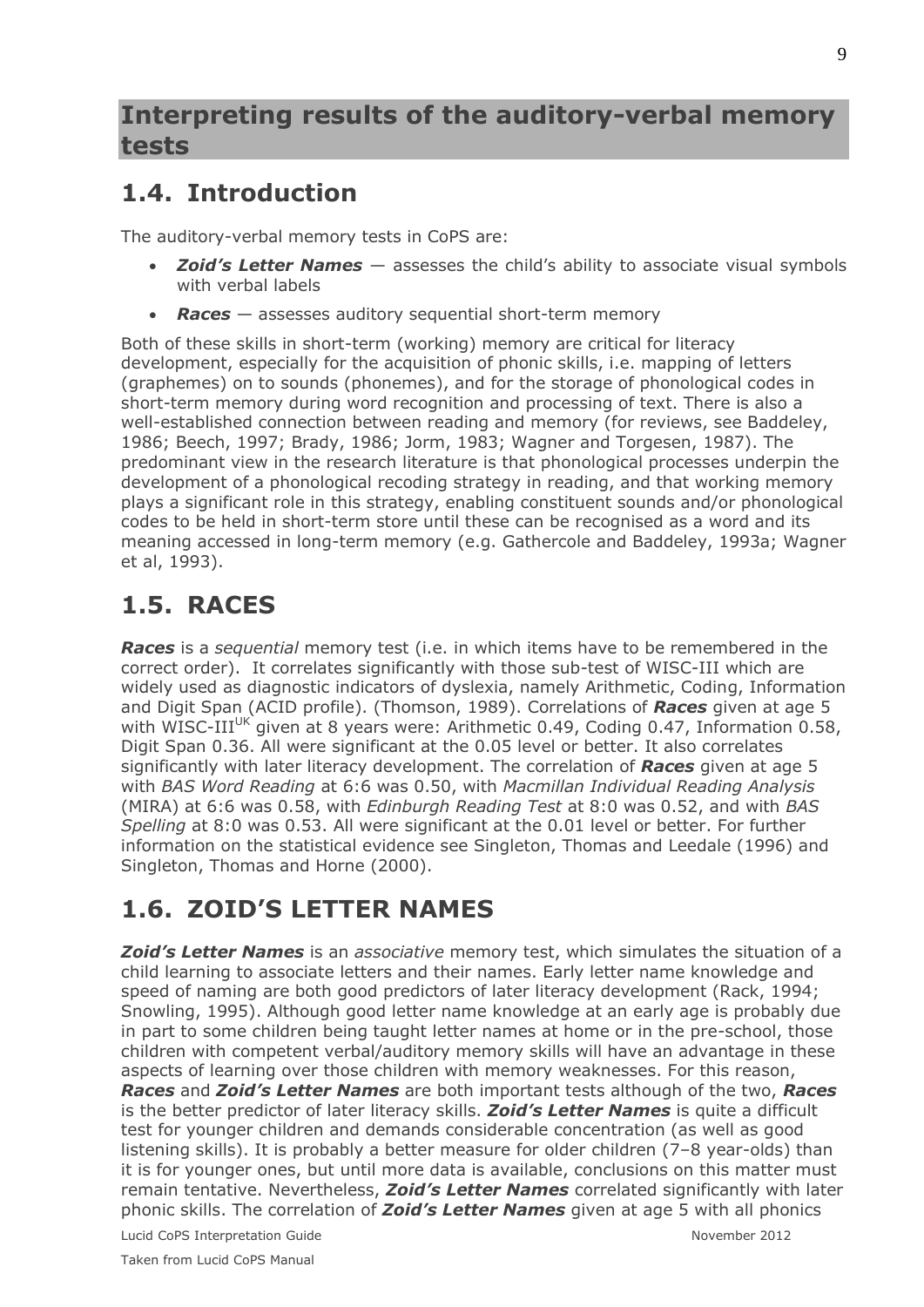## Interpreting results of the auditory-verbal memory tests

## 1.4. Introduction

The auditory-verbal memory tests in CoPS are:

- ***Zoid's Letter Names*** — assesses the child's ability to associate visual symbols with verbal labels
- ***Races*** — assesses auditory sequential short-term memory

Both of these skills in short-term (working) memory are critical for literacy development, especially for the acquisition of phonic skills, i.e. mapping of letters (graphemes) on to sounds (phonemes), and for the storage of phonological codes in short-term memory during word recognition and processing of text. There is also a well-established connection between reading and memory (for reviews, see Baddeley, 1986; Beech, 1997; Brady, 1986; Jorm, 1983; Wagner and Torgesen, 1987). The predominant view in the research literature is that phonological processes underpin the development of a phonological recoding strategy in reading, and that working memory plays a significant role in this strategy, enabling constituent sounds and/or phonological codes to be held in short-term store until these can be recognised as a word and its meaning accessed in long-term memory (e.g. Gathercole and Baddeley, 1993a; Wagner et al, 1993).

## 1.5. RACES

***Races*** is a *sequential* memory test (i.e. in which items have to be remembered in the correct order). It correlates significantly with those sub-test of WISC-III which are widely used as diagnostic indicators of dyslexia, namely Arithmetic, Coding, Information and Digit Span (ACID profile). (Thomson, 1989). Correlations of ***Races*** given at age 5 with WISC-III$^{UK}$ given at 8 years were: Arithmetic 0.49, Coding 0.47, Information 0.58, Digit Span 0.36. All were significant at the 0.05 level or better. It also correlates significantly with later literacy development. The correlation of ***Races*** given at age 5 with *BAS Word Reading* at 6:6 was 0.50, with *Macmillan Individual Reading Analysis* (MIRA) at 6:6 was 0.58, with *Edinburgh Reading Test* at 8:0 was 0.52, and with *BAS Spelling* at 8:0 was 0.53. All were significant at the 0.01 level or better. For further information on the statistical evidence see Singleton, Thomas and Leedale (1996) and Singleton, Thomas and Horne (2000).

## 1.6. ZOID'S LETTER NAMES

***Zoid's Letter Names*** is an *associative* memory test, which simulates the situation of a child learning to associate letters and their names. Early letter name knowledge and speed of naming are both good predictors of later literacy development (Rack, 1994; Snowling, 1995). Although good letter name knowledge at an early age is probably due in part to some children being taught letter names at home or in the pre-school, those children with competent verbal/auditory memory skills will have an advantage in these aspects of learning over those children with memory weaknesses. For this reason, ***Races*** and ***Zoid's Letter Names*** are both important tests although of the two, ***Races*** is the better predictor of later literacy skills. ***Zoid's Letter Names*** is quite a difficult test for younger children and demands considerable concentration (as well as good listening skills). It is probably a better measure for older children (7–8 year-olds) than it is for younger ones, but until more data is available, conclusions on this matter must remain tentative. Nevertheless, ***Zoid's Letter Names*** correlated significantly with later phonic skills. The correlation of ***Zoid's Letter Names*** given at age 5 with all phonics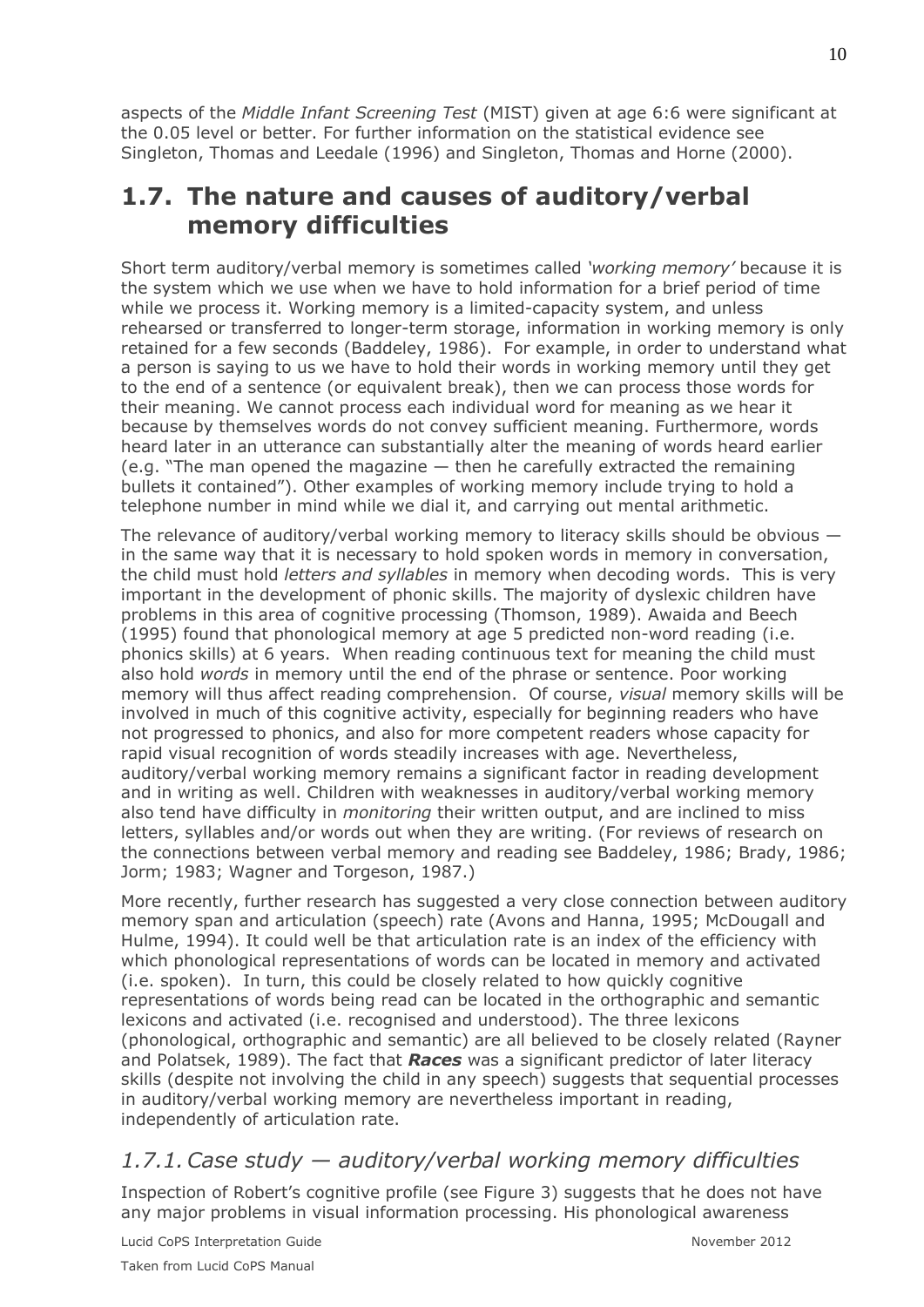aspects of the *Middle Infant Screening Test* (MIST) given at age 6:6 were significant at the 0.05 level or better. For further information on the statistical evidence see Singleton, Thomas and Leedale (1996) and Singleton, Thomas and Horne (2000).

## 1.7. The nature and causes of auditory/verbal memory difficulties

Short term auditory/verbal memory is sometimes called *'working memory'* because it is the system which we use when we have to hold information for a brief period of time while we process it. Working memory is a limited-capacity system, and unless rehearsed or transferred to longer-term storage, information in working memory is only retained for a few seconds (Baddeley, 1986). For example, in order to understand what a person is saying to us we have to hold their words in working memory until they get to the end of a sentence (or equivalent break), then we can process those words for their meaning. We cannot process each individual word for meaning as we hear it because by themselves words do not convey sufficient meaning. Furthermore, words heard later in an utterance can substantially alter the meaning of words heard earlier (e.g. "The man opened the magazine — then he carefully extracted the remaining bullets it contained"). Other examples of working memory include trying to hold a telephone number in mind while we dial it, and carrying out mental arithmetic.

The relevance of auditory/verbal working memory to literacy skills should be obvious — in the same way that it is necessary to hold spoken words in memory in conversation, the child must hold *letters and syllables* in memory when decoding words. This is very important in the development of phonic skills. The majority of dyslexic children have problems in this area of cognitive processing (Thomson, 1989). Awaida and Beech (1995) found that phonological memory at age 5 predicted non-word reading (i.e. phonics skills) at 6 years. When reading continuous text for meaning the child must also hold *words* in memory until the end of the phrase or sentence. Poor working memory will thus affect reading comprehension. Of course, *visual* memory skills will be involved in much of this cognitive activity, especially for beginning readers who have not progressed to phonics, and also for more competent readers whose capacity for rapid visual recognition of words steadily increases with age. Nevertheless, auditory/verbal working memory remains a significant factor in reading development and in writing as well. Children with weaknesses in auditory/verbal working memory also tend have difficulty in *monitoring* their written output, and are inclined to miss letters, syllables and/or words out when they are writing. (For reviews of research on the connections between verbal memory and reading see Baddeley, 1986; Brady, 1986; Jorm; 1983; Wagner and Torgeson, 1987.)

More recently, further research has suggested a very close connection between auditory memory span and articulation (speech) rate (Avons and Hanna, 1995; McDougall and Hulme, 1994). It could well be that articulation rate is an index of the efficiency with which phonological representations of words can be located in memory and activated (i.e. spoken). In turn, this could be closely related to how quickly cognitive representations of words being read can be located in the orthographic and semantic lexicons and activated (i.e. recognised and understood). The three lexicons (phonological, orthographic and semantic) are all believed to be closely related (Rayner and Polatsek, 1989). The fact that ***Races*** was a significant predictor of later literacy skills (despite not involving the child in any speech) suggests that sequential processes in auditory/verbal working memory are nevertheless important in reading, independently of articulation rate.

### *1.7.1. Case study — auditory/verbal working memory difficulties*

Inspection of Robert's cognitive profile (see Figure 3) suggests that he does not have any major problems in visual information processing. His phonological awareness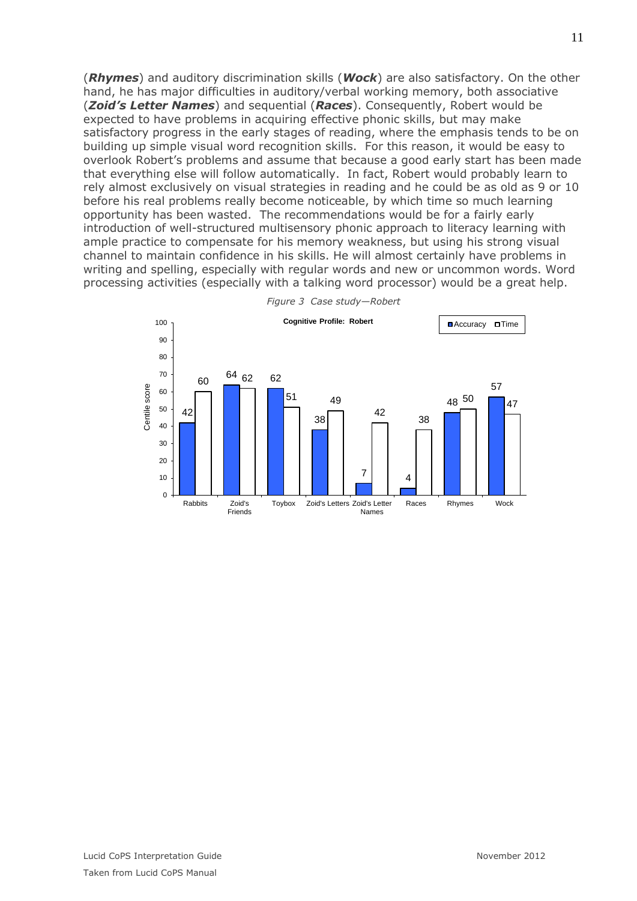(***Rhymes***) and auditory discrimination skills (***Wock***) are also satisfactory. On the other hand, he has major difficulties in auditory/verbal working memory, both associative (***Zoid's Letter Names***) and sequential (***Races***). Consequently, Robert would be expected to have problems in acquiring effective phonic skills, but may make satisfactory progress in the early stages of reading, where the emphasis tends to be on building up simple visual word recognition skills. For this reason, it would be easy to overlook Robert's problems and assume that because a good early start has been made that everything else will follow automatically. In fact, Robert would probably learn to rely almost exclusively on visual strategies in reading and he could be as old as 9 or 10 before his real problems really become noticeable, by which time so much learning opportunity has been wasted. The recommendations would be for a fairly early introduction of well-structured multisensory phonic approach to literacy learning with ample practice to compensate for his memory weakness, but using his strong visual channel to maintain confidence in his skills. He will almost certainly have problems in writing and spelling, especially with regular words and new or uncommon words. Word processing activities (especially with a talking word processor) would be a great help.

*Figure 3 Case study—Robert*

**Cognitive Profile: Robert** (Centile score)

| Test | Accuracy | Time |
|---|---|---|
| Rabbits | 42 | 60 |
| Zoid's Friends | 64 | 62 |
| Toybox | 62 | 51 |
| Zoid's Letters | 38 | 49 |
| Zoid's Letter Names | 7 | 42 |
| Races | 4 | 38 |
| Rhymes | 48 | 50 |
| Wock | 57 | 47 |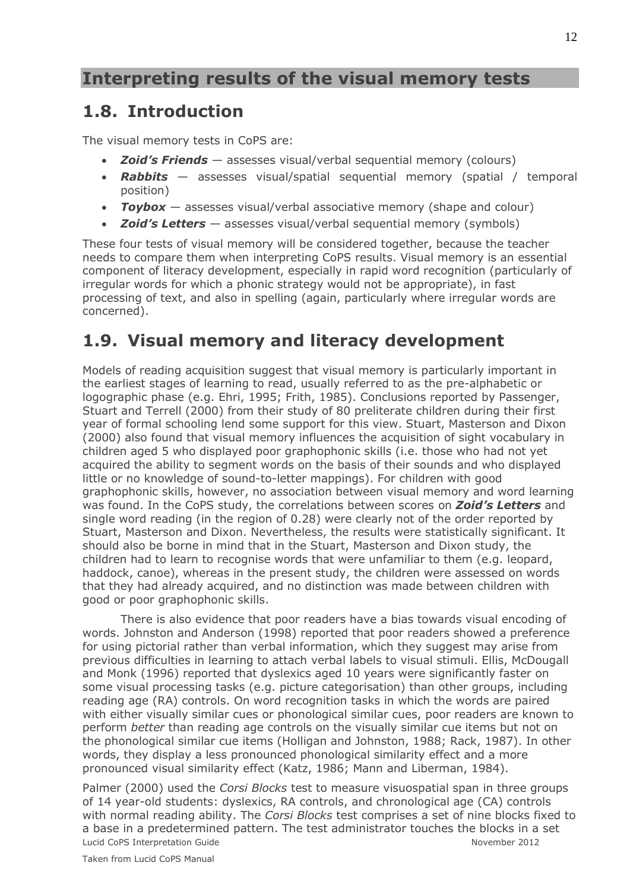# Interpreting results of the visual memory tests

## 1.8. Introduction

The visual memory tests in CoPS are:

- ***Zoid's Friends*** — assesses visual/verbal sequential memory (colours)
- ***Rabbits*** — assesses visual/spatial sequential memory (spatial / temporal position)
- ***Toybox*** — assesses visual/verbal associative memory (shape and colour)
- ***Zoid's Letters*** — assesses visual/verbal sequential memory (symbols)

These four tests of visual memory will be considered together, because the teacher needs to compare them when interpreting CoPS results. Visual memory is an essential component of literacy development, especially in rapid word recognition (particularly of irregular words for which a phonic strategy would not be appropriate), in fast processing of text, and also in spelling (again, particularly where irregular words are concerned).

## 1.9. Visual memory and literacy development

Models of reading acquisition suggest that visual memory is particularly important in the earliest stages of learning to read, usually referred to as the pre-alphabetic or logographic phase (e.g. Ehri, 1995; Frith, 1985). Conclusions reported by Passenger, Stuart and Terrell (2000) from their study of 80 preliterate children during their first year of formal schooling lend some support for this view. Stuart, Masterson and Dixon (2000) also found that visual memory influences the acquisition of sight vocabulary in children aged 5 who displayed poor graphophonic skills (i.e. those who had not yet acquired the ability to segment words on the basis of their sounds and who displayed little or no knowledge of sound-to-letter mappings). For children with good graphophonic skills, however, no association between visual memory and word learning was found. In the CoPS study, the correlations between scores on ***Zoid's Letters*** and single word reading (in the region of 0.28) were clearly not of the order reported by Stuart, Masterson and Dixon. Nevertheless, the results were statistically significant. It should also be borne in mind that in the Stuart, Masterson and Dixon study, the children had to learn to recognise words that were unfamiliar to them (e.g. leopard, haddock, canoe), whereas in the present study, the children were assessed on words that they had already acquired, and no distinction was made between children with good or poor graphophonic skills.

There is also evidence that poor readers have a bias towards visual encoding of words. Johnston and Anderson (1998) reported that poor readers showed a preference for using pictorial rather than verbal information, which they suggest may arise from previous difficulties in learning to attach verbal labels to visual stimuli. Ellis, McDougall and Monk (1996) reported that dyslexics aged 10 years were significantly faster on some visual processing tasks (e.g. picture categorisation) than other groups, including reading age (RA) controls. On word recognition tasks in which the words are paired with either visually similar cues or phonological similar cues, poor readers are known to perform *better* than reading age controls on the visually similar cue items but not on the phonological similar cue items (Holligan and Johnston, 1988; Rack, 1987). In other words, they display a less pronounced phonological similarity effect and a more pronounced visual similarity effect (Katz, 1986; Mann and Liberman, 1984).

Palmer (2000) used the *Corsi Blocks* test to measure visuospatial span in three groups of 14 year-old students: dyslexics, RA controls, and chronological age (CA) controls with normal reading ability. The *Corsi Blocks* test comprises a set of nine blocks fixed to a base in a predetermined pattern. The test administrator touches the blocks in a set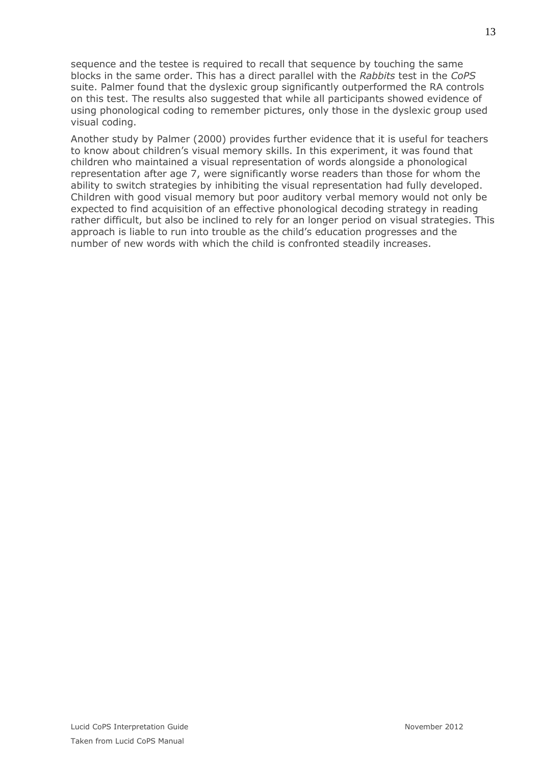sequence and the testee is required to recall that sequence by touching the same blocks in the same order. This has a direct parallel with the *Rabbits* test in the *CoPS* suite. Palmer found that the dyslexic group significantly outperformed the RA controls on this test. The results also suggested that while all participants showed evidence of using phonological coding to remember pictures, only those in the dyslexic group used visual coding.

Another study by Palmer (2000) provides further evidence that it is useful for teachers to know about children's visual memory skills. In this experiment, it was found that children who maintained a visual representation of words alongside a phonological representation after age 7, were significantly worse readers than those for whom the ability to switch strategies by inhibiting the visual representation had fully developed. Children with good visual memory but poor auditory verbal memory would not only be expected to find acquisition of an effective phonological decoding strategy in reading rather difficult, but also be inclined to rely for an longer period on visual strategies. This approach is liable to run into trouble as the child's education progresses and the number of new words with which the child is confronted steadily increases.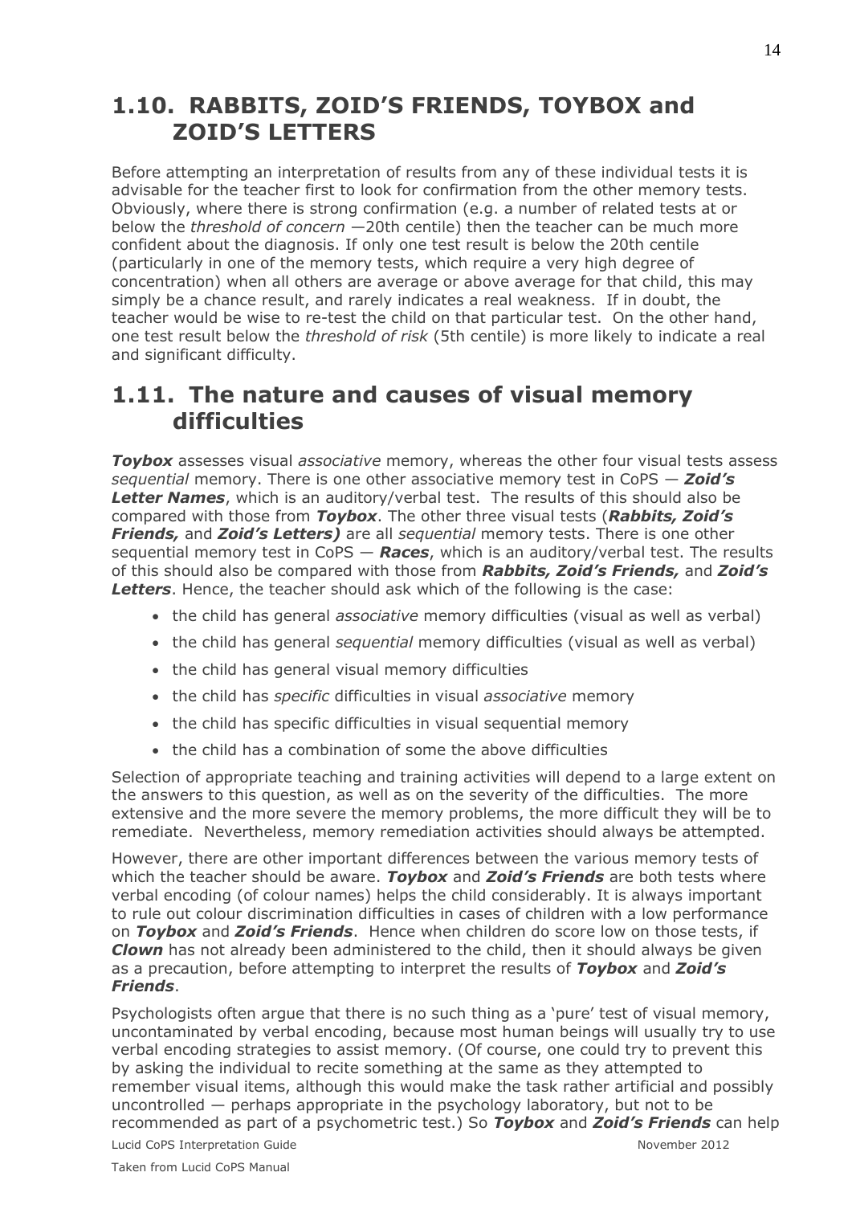## 1.10. RABBITS, ZOID'S FRIENDS, TOYBOX and ZOID'S LETTERS

Before attempting an interpretation of results from any of these individual tests it is advisable for the teacher first to look for confirmation from the other memory tests. Obviously, where there is strong confirmation (e.g. a number of related tests at or below the *threshold of concern* —20th centile) then the teacher can be much more confident about the diagnosis. If only one test result is below the 20th centile (particularly in one of the memory tests, which require a very high degree of concentration) when all others are average or above average for that child, this may simply be a chance result, and rarely indicates a real weakness. If in doubt, the teacher would be wise to re-test the child on that particular test. On the other hand, one test result below the *threshold of risk* (5th centile) is more likely to indicate a real and significant difficulty.

## 1.11. The nature and causes of visual memory difficulties

***Toybox*** assesses visual *associative* memory, whereas the other four visual tests assess *sequential* memory. There is one other associative memory test in CoPS — ***Zoid's Letter Names***, which is an auditory/verbal test. The results of this should also be compared with those from ***Toybox***. The other three visual tests (***Rabbits, Zoid's Friends,*** and ***Zoid's Letters)*** are all *sequential* memory tests. There is one other sequential memory test in CoPS — ***Races***, which is an auditory/verbal test. The results of this should also be compared with those from ***Rabbits, Zoid's Friends,*** and ***Zoid's Letters***. Hence, the teacher should ask which of the following is the case:

- the child has general *associative* memory difficulties (visual as well as verbal)
- the child has general *sequential* memory difficulties (visual as well as verbal)
- the child has general visual memory difficulties
- the child has *specific* difficulties in visual *associative* memory
- the child has specific difficulties in visual sequential memory
- the child has a combination of some the above difficulties

Selection of appropriate teaching and training activities will depend to a large extent on the answers to this question, as well as on the severity of the difficulties. The more extensive and the more severe the memory problems, the more difficult they will be to remediate. Nevertheless, memory remediation activities should always be attempted.

However, there are other important differences between the various memory tests of which the teacher should be aware. ***Toybox*** and ***Zoid's Friends*** are both tests where verbal encoding (of colour names) helps the child considerably. It is always important to rule out colour discrimination difficulties in cases of children with a low performance on ***Toybox*** and ***Zoid's Friends***. Hence when children do score low on those tests, if ***Clown*** has not already been administered to the child, then it should always be given as a precaution, before attempting to interpret the results of ***Toybox*** and ***Zoid's Friends***.

Psychologists often argue that there is no such thing as a 'pure' test of visual memory, uncontaminated by verbal encoding, because most human beings will usually try to use verbal encoding strategies to assist memory. (Of course, one could try to prevent this by asking the individual to recite something at the same as they attempted to remember visual items, although this would make the task rather artificial and possibly uncontrolled — perhaps appropriate in the psychology laboratory, but not to be recommended as part of a psychometric test.) So ***Toybox*** and ***Zoid's Friends*** can help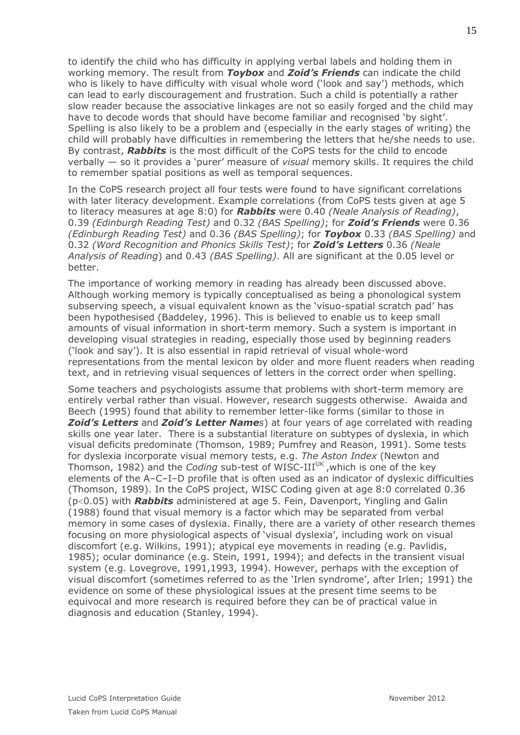to identify the child who has difficulty in applying verbal labels and holding them in working memory. The result from ***Toybox*** and ***Zoid's Friends*** can indicate the child who is likely to have difficulty with visual whole word ('look and say') methods, which can lead to early discouragement and frustration. Such a child is potentially a rather slow reader because the associative linkages are not so easily forged and the child may have to decode words that should have become familiar and recognised 'by sight'. Spelling is also likely to be a problem and (especially in the early stages of writing) the child will probably have difficulties in remembering the letters that he/she needs to use. By contrast, ***Rabbits*** is the most difficult of the CoPS tests for the child to encode verbally — so it provides a 'purer' measure of *visual* memory skills. It requires the child to remember spatial positions as well as temporal sequences.

In the CoPS research project all four tests were found to have significant correlations with later literacy development. Example correlations (from CoPS tests given at age 5 to literacy measures at age 8:0) for ***Rabbits*** were 0.40 *(Neale Analysis of Reading)*, 0.39 *(Edinburgh Reading Test)* and 0.32 *(BAS Spelling)*; for ***Zoid's Friends*** were 0.36 *(Edinburgh Reading Test)* and 0.36 *(BAS Spelling)*; for ***Toybox*** 0.33 *(BAS Spelling)* and 0.32 *(Word Recognition and Phonics Skills Test)*; for ***Zoid's Letters*** 0.36 *(Neale Analysis of Reading)* and 0.43 *(BAS Spelling)*. All are significant at the 0.05 level or better.

The importance of working memory in reading has already been discussed above. Although working memory is typically conceptualised as being a phonological system subserving speech, a visual equivalent known as the 'visuo-spatial scratch pad' has been hypothesised (Baddeley, 1996). This is believed to enable us to keep small amounts of visual information in short-term memory. Such a system is important in developing visual strategies in reading, especially those used by beginning readers ('look and say'). It is also essential in rapid retrieval of visual whole-word representations from the mental lexicon by older and more fluent readers when reading text, and in retrieving visual sequences of letters in the correct order when spelling.

Some teachers and psychologists assume that problems with short-term memory are entirely verbal rather than visual. However, research suggests otherwise. Awaida and Beech (1995) found that ability to remember letter-like forms (similar to those in ***Zoid's Letters*** and ***Zoid's Letter Names***) at four years of age correlated with reading skills one year later. There is a substantial literature on subtypes of dyslexia, in which visual deficits predominate (Thomson, 1989; Pumfrey and Reason, 1991). Some tests for dyslexia incorporate visual memory tests, e.g. *The Aston Index* (Newton and Thomson, 1982) and the *Coding* sub-test of WISC-III[UK], which is one of the key elements of the A–C–I–D profile that is often used as an indicator of dyslexic difficulties (Thomson, 1989). In the CoPS project, WISC Coding given at age 8:0 correlated 0.36 ($p < 0.05$) with ***Rabbits*** administered at age 5. Fein, Davenport, Yingling and Galin (1988) found that visual memory is a factor which may be separated from verbal memory in some cases of dyslexia. Finally, there are a variety of other research themes focusing on more physiological aspects of 'visual dyslexia', including work on visual discomfort (e.g. Wilkins, 1991); atypical eye movements in reading (e.g. Pavlidis, 1985); ocular dominance (e.g. Stein, 1991, 1994); and defects in the transient visual system (e.g. Lovegrove, 1991,1993, 1994). However, perhaps with the exception of visual discomfort (sometimes referred to as the 'Irlen syndrome', after Irlen; 1991) the evidence on some of these physiological issues at the present time seems to be equivocal and more research is required before they can be of practical value in diagnosis and education (Stanley, 1994).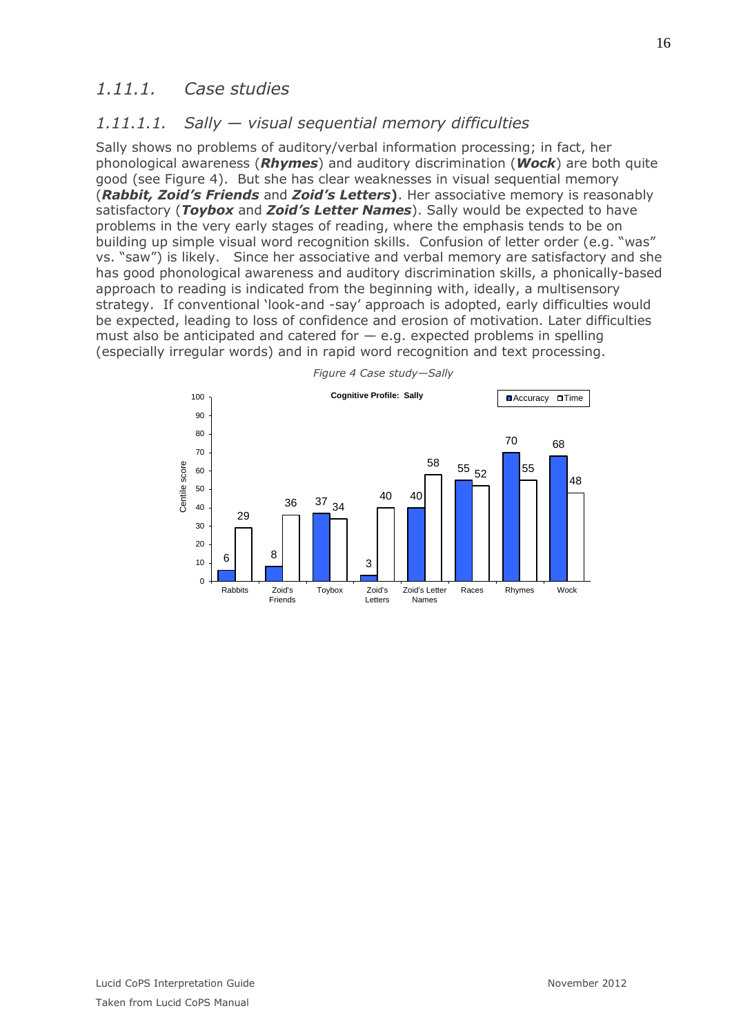## *1.11.1. Case studies*

### *1.11.1.1. Sally — visual sequential memory difficulties*

Sally shows no problems of auditory/verbal information processing; in fact, her phonological awareness (***Rhymes***) and auditory discrimination (***Wock***) are both quite good (see Figure 4). But she has clear weaknesses in visual sequential memory (***Rabbit, Zoid's Friends*** and ***Zoid's Letters*)**. Her associative memory is reasonably satisfactory (***Toybox*** and ***Zoid's Letter Names***). Sally would be expected to have problems in the very early stages of reading, where the emphasis tends to be on building up simple visual word recognition skills. Confusion of letter order (e.g. "was" vs. "saw") is likely. Since her associative and verbal memory are satisfactory and she has good phonological awareness and auditory discrimination skills, a phonically-based approach to reading is indicated from the beginning with, ideally, a multisensory strategy. If conventional 'look-and -say' approach is adopted, early difficulties would be expected, leading to loss of confidence and erosion of motivation. Later difficulties must also be anticipated and catered for — e.g. expected problems in spelling (especially irregular words) and in rapid word recognition and text processing.

*Figure 4 Case study—Sally*

**Cognitive Profile: Sally** (Centile score)

| | Rabbits | Zoid's Friends | Toybox | Zoid's Letters | Zoid's Letter Names | Races | Rhymes | Wock |
|---|---|---|---|---|---|---|---|---|
| Accuracy | 6 | 8 | 37 | 3 | 40 | 55 | 70 | 68 |
| Time | 29 | 36 | 34 | 40 | 58 | 52 | 55 | 48 |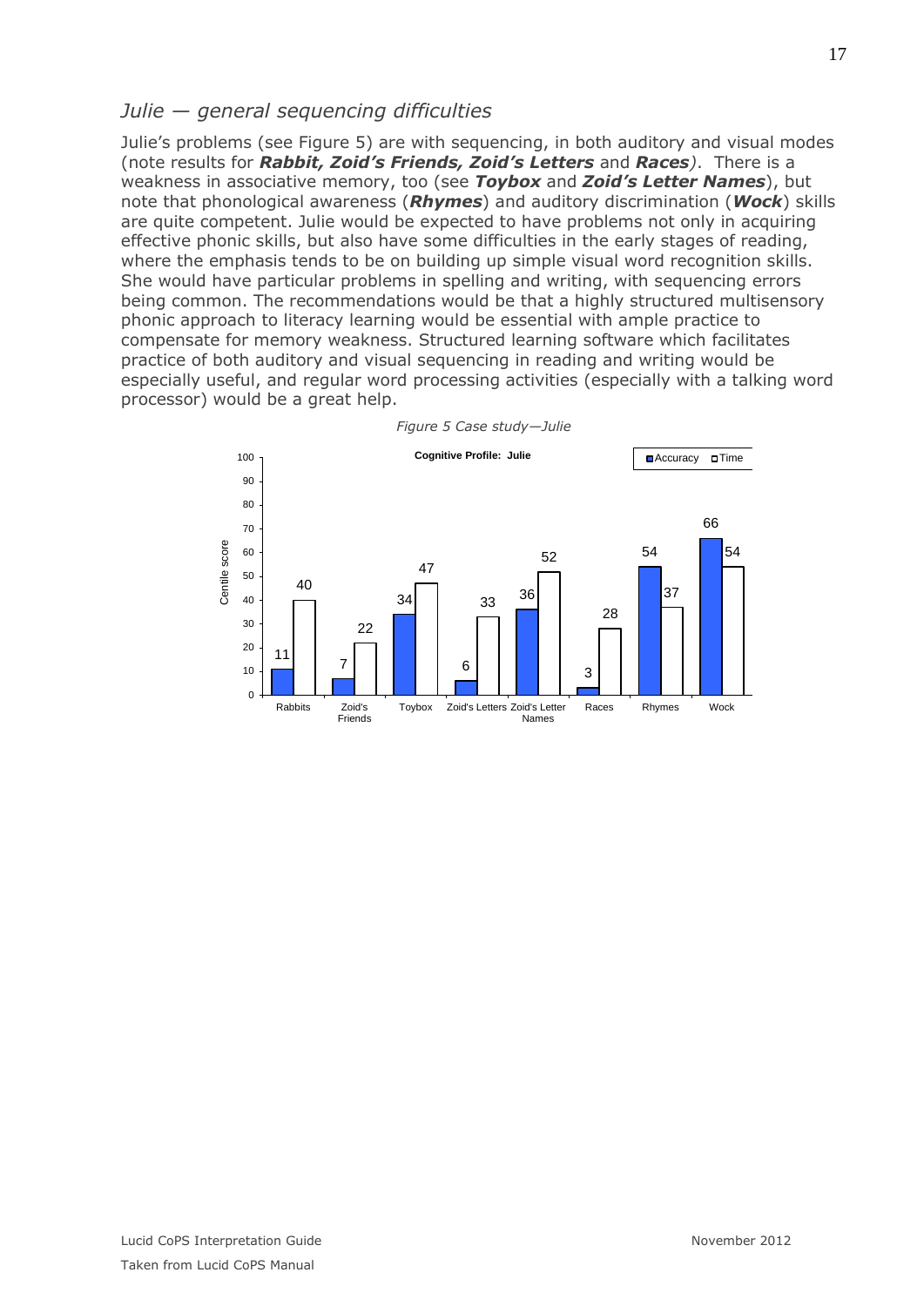## *Julie — general sequencing difficulties*

Julie's problems (see Figure 5) are with sequencing, in both auditory and visual modes (note results for ***Rabbit, Zoid's Friends, Zoid's Letters*** and ***Races****)*. There is a weakness in associative memory, too (see ***Toybox*** and ***Zoid's Letter Names***), but note that phonological awareness (***Rhymes***) and auditory discrimination (***Wock***) skills are quite competent. Julie would be expected to have problems not only in acquiring effective phonic skills, but also have some difficulties in the early stages of reading, where the emphasis tends to be on building up simple visual word recognition skills. She would have particular problems in spelling and writing, with sequencing errors being common. The recommendations would be that a highly structured multisensory phonic approach to literacy learning would be essential with ample practice to compensate for memory weakness. Structured learning software which facilitates practice of both auditory and visual sequencing in reading and writing would be especially useful, and regular word processing activities (especially with a talking word processor) would be a great help.

*Figure 5 Case study—Julie*

**Cognitive Profile: Julie** (Centile score)

| Test | Accuracy | Time |
|---|---|---|
| Rabbits | 11 | 40 |
| Zoid's Friends | 7 | 22 |
| Toybox | 34 | 47 |
| Zoid's Letters | 6 | 33 |
| Zoid's Letter Names | 36 | 52 |
| Races | 3 | 28 |
| Rhymes | 54 | 37 |
| Wock | 66 | 54 |

Lucid CoPS Interpretation Guide

Taken from Lucid CoPS Manual

November 2012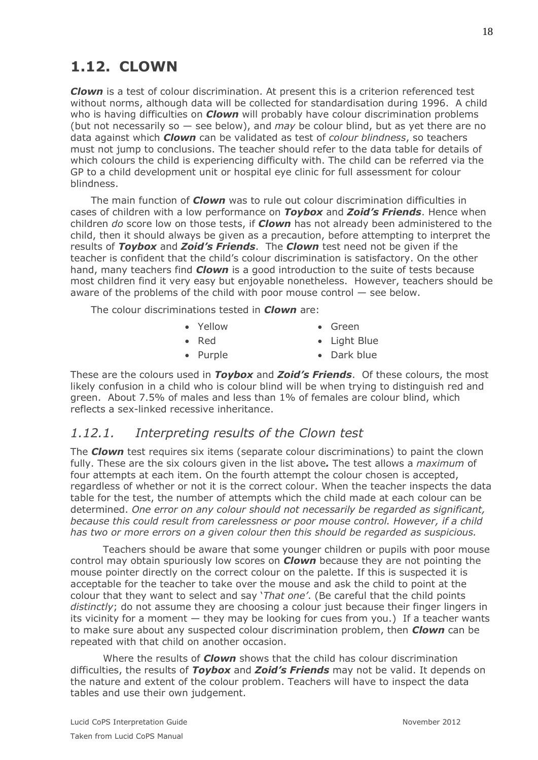## 1.12. CLOWN

***Clown*** is a test of colour discrimination. At present this is a criterion referenced test without norms, although data will be collected for standardisation during 1996. A child who is having difficulties on ***Clown*** will probably have colour discrimination problems (but not necessarily so — see below), and *may* be colour blind, but as yet there are no data against which ***Clown*** can be validated as test of *colour blindness*, so teachers must not jump to conclusions. The teacher should refer to the data table for details of which colours the child is experiencing difficulty with. The child can be referred via the GP to a child development unit or hospital eye clinic for full assessment for colour blindness.

The main function of ***Clown*** was to rule out colour discrimination difficulties in cases of children with a low performance on ***Toybox*** and ***Zoid's Friends***. Hence when children *do* score low on those tests, if ***Clown*** has not already been administered to the child, then it should always be given as a precaution, before attempting to interpret the results of ***Toybox*** and ***Zoid's Friends***. The ***Clown*** test need not be given if the teacher is confident that the child's colour discrimination is satisfactory. On the other hand, many teachers find ***Clown*** is a good introduction to the suite of tests because most children find it very easy but enjoyable nonetheless. However, teachers should be aware of the problems of the child with poor mouse control — see below.

The colour discriminations tested in ***Clown*** are:

- Yellow
- Red
- Purple
- Green
- Light Blue
- Dark blue

These are the colours used in ***Toybox*** and ***Zoid's Friends***. Of these colours, the most likely confusion in a child who is colour blind will be when trying to distinguish red and green. About 7.5% of males and less than 1% of females are colour blind, which reflects a sex-linked recessive inheritance.

### *1.12.1. Interpreting results of the Clown test*

The ***Clown*** test requires six items (separate colour discriminations) to paint the clown fully. These are the six colours given in the list above***.*** The test allows a *maximum* of four attempts at each item. On the fourth attempt the colour chosen is accepted, regardless of whether or not it is the correct colour. When the teacher inspects the data table for the test, the number of attempts which the child made at each colour can be determined. *One error on any colour should not necessarily be regarded as significant, because this could result from carelessness or poor mouse control. However, if a child has two or more errors on a given colour then this should be regarded as suspicious.*

Teachers should be aware that some younger children or pupils with poor mouse control may obtain spuriously low scores on ***Clown*** because they are not pointing the mouse pointer directly on the correct colour on the palette. If this is suspected it is acceptable for the teacher to take over the mouse and ask the child to point at the colour that they want to select and say '*That one'*. (Be careful that the child points *distinctly*; do not assume they are choosing a colour just because their finger lingers in its vicinity for a moment — they may be looking for cues from you.) If a teacher wants to make sure about any suspected colour discrimination problem, then ***Clown*** can be repeated with that child on another occasion.

Where the results of ***Clown*** shows that the child has colour discrimination difficulties, the results of ***Toybox*** and ***Zoid's Friends*** may not be valid. It depends on the nature and extent of the colour problem. Teachers will have to inspect the data tables and use their own judgement.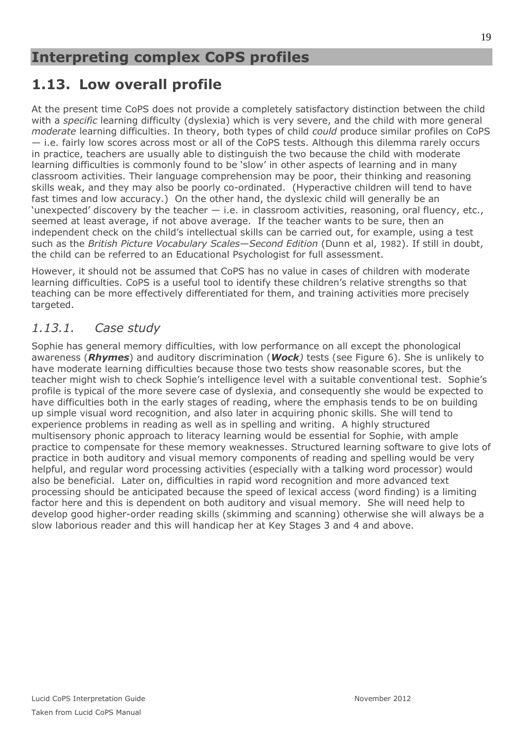# Interpreting complex CoPS profiles

## 1.13. Low overall profile

At the present time CoPS does not provide a completely satisfactory distinction between the child with a *specific* learning difficulty (dyslexia) which is very severe, and the child with more general *moderate* learning difficulties. In theory, both types of child *could* produce similar profiles on CoPS — i.e. fairly low scores across most or all of the CoPS tests. Although this dilemma rarely occurs in practice, teachers are usually able to distinguish the two because the child with moderate learning difficulties is commonly found to be 'slow' in other aspects of learning and in many classroom activities. Their language comprehension may be poor, their thinking and reasoning skills weak, and they may also be poorly co-ordinated. (Hyperactive children will tend to have fast times and low accuracy.) On the other hand, the dyslexic child will generally be an 'unexpected' discovery by the teacher — i.e. in classroom activities, reasoning, oral fluency, etc., seemed at least average, if not above average. If the teacher wants to be sure, then an independent check on the child's intellectual skills can be carried out, for example, using a test such as the *British Picture Vocabulary Scales—Second Edition* (Dunn et al, 1982). If still in doubt, the child can be referred to an Educational Psychologist for full assessment.

However, it should not be assumed that CoPS has no value in cases of children with moderate learning difficulties. CoPS is a useful tool to identify these children's relative strengths so that teaching can be more effectively differentiated for them, and training activities more precisely targeted.

### *1.13.1. Case study*

Sophie has general memory difficulties, with low performance on all except the phonological awareness (***Rhymes***) and auditory discrimination (***Wock***) tests (see Figure 6). She is unlikely to have moderate learning difficulties because those two tests show reasonable scores, but the teacher might wish to check Sophie's intelligence level with a suitable conventional test. Sophie's profile is typical of the more severe case of dyslexia, and consequently she would be expected to have difficulties both in the early stages of reading, where the emphasis tends to be on building up simple visual word recognition, and also later in acquiring phonic skills. She will tend to experience problems in reading as well as in spelling and writing. A highly structured multisensory phonic approach to literacy learning would be essential for Sophie, with ample practice to compensate for these memory weaknesses. Structured learning software to give lots of practice in both auditory and visual memory components of reading and spelling would be very helpful, and regular word processing activities (especially with a talking word processor) would also be beneficial. Later on, difficulties in rapid word recognition and more advanced text processing should be anticipated because the speed of lexical access (word finding) is a limiting factor here and this is dependent on both auditory and visual memory. She will need help to develop good higher-order reading skills (skimming and scanning) otherwise she will always be a slow laborious reader and this will handicap her at Key Stages 3 and 4 and above.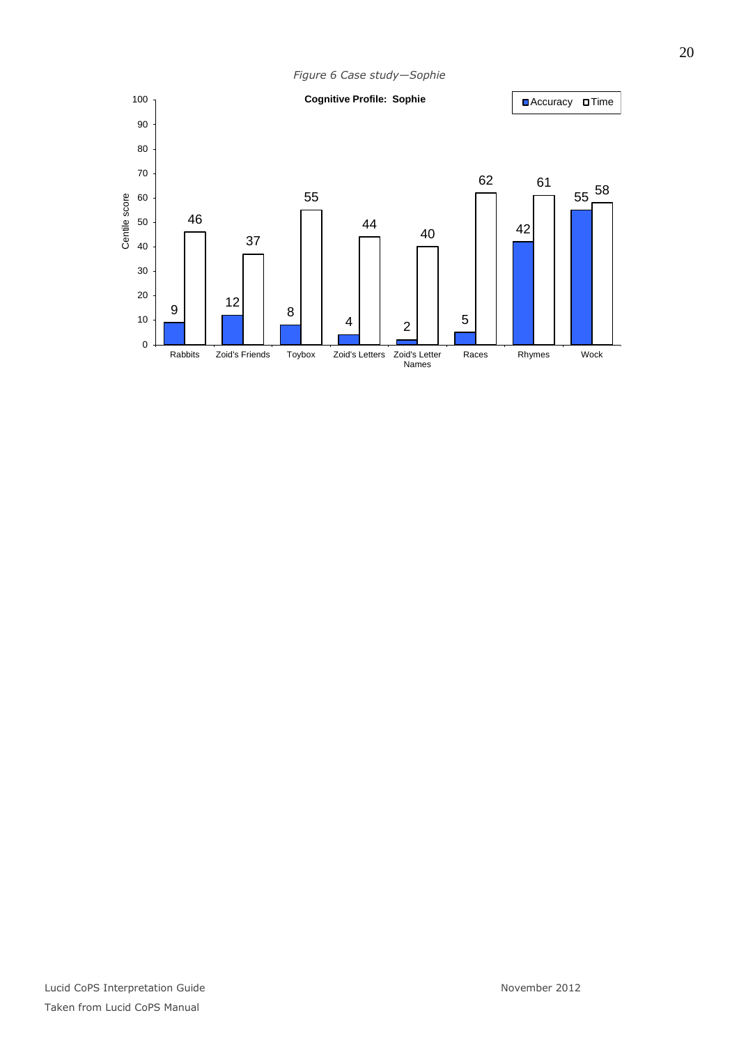*Figure 6 Case study—Sophie*

**Cognitive Profile: Sophie**

| Test | Accuracy (centile score) | Time (centile score) |
|---|---|---|
| Rabbits | 9 | 46 |
| Zoid's Friends | 12 | 37 |
| Toybox | 8 | 55 |
| Zoid's Letters | 4 | 44 |
| Zoid's Letter Names | 2 | 40 |
| Races | 5 | 62 |
| Rhymes | 42 | 61 |
| Wock | 55 | 58 |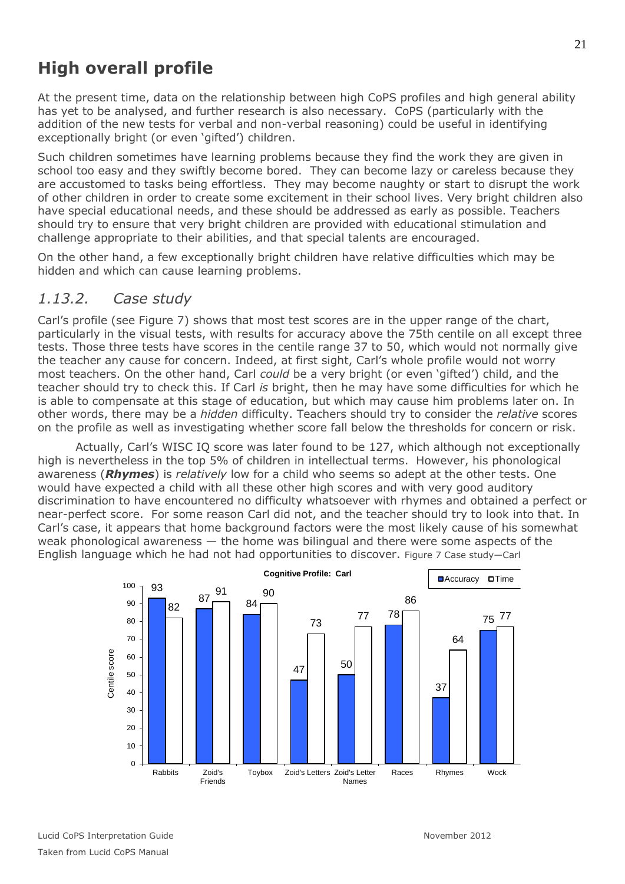## High overall profile

At the present time, data on the relationship between high CoPS profiles and high general ability has yet to be analysed, and further research is also necessary. CoPS (particularly with the addition of the new tests for verbal and non-verbal reasoning) could be useful in identifying exceptionally bright (or even 'gifted') children.

Such children sometimes have learning problems because they find the work they are given in school too easy and they swiftly become bored. They can become lazy or careless because they are accustomed to tasks being effortless. They may become naughty or start to disrupt the work of other children in order to create some excitement in their school lives. Very bright children also have special educational needs, and these should be addressed as early as possible. Teachers should try to ensure that very bright children are provided with educational stimulation and challenge appropriate to their abilities, and that special talents are encouraged.

On the other hand, a few exceptionally bright children have relative difficulties which may be hidden and which can cause learning problems.

### *1.13.2. Case study*

Carl's profile (see Figure 7) shows that most test scores are in the upper range of the chart, particularly in the visual tests, with results for accuracy above the 75th centile on all except three tests. Those three tests have scores in the centile range 37 to 50, which would not normally give the teacher any cause for concern. Indeed, at first sight, Carl's whole profile would not worry most teachers. On the other hand, Carl *could* be a very bright (or even 'gifted') child, and the teacher should try to check this. If Carl *is* bright, then he may have some difficulties for which he is able to compensate at this stage of education, but which may cause him problems later on. In other words, there may be a *hidden* difficulty. Teachers should try to consider the *relative* scores on the profile as well as investigating whether score fall below the thresholds for concern or risk.

Actually, Carl's WISC IQ score was later found to be 127, which although not exceptionally high is nevertheless in the top 5% of children in intellectual terms. However, his phonological awareness (***Rhymes***) is *relatively* low for a child who seems so adept at the other tests. One would have expected a child with all these other high scores and with very good auditory discrimination to have encountered no difficulty whatsoever with rhymes and obtained a perfect or near-perfect score. For some reason Carl did not, and the teacher should try to look into that. In Carl's case, it appears that home background factors were the most likely cause of his somewhat weak phonological awareness — the home was bilingual and there were some aspects of the English language which he had not had opportunities to discover. Figure 7 Case study—Carl

**Cognitive Profile: Carl**

| Test | Accuracy (centile score) | Time (centile score) |
| --- | --- | --- |
| Rabbits | 93 | 82 |
| Zoid's Friends | 87 | 91 |
| Toybox | 84 | 90 |
| Zoid's Letters | 47 | 73 |
| Zoid's Letter Names | 50 | 77 |
| Races | 78 | 86 |
| Rhymes | 37 | 64 |
| Wock | 75 | 77 |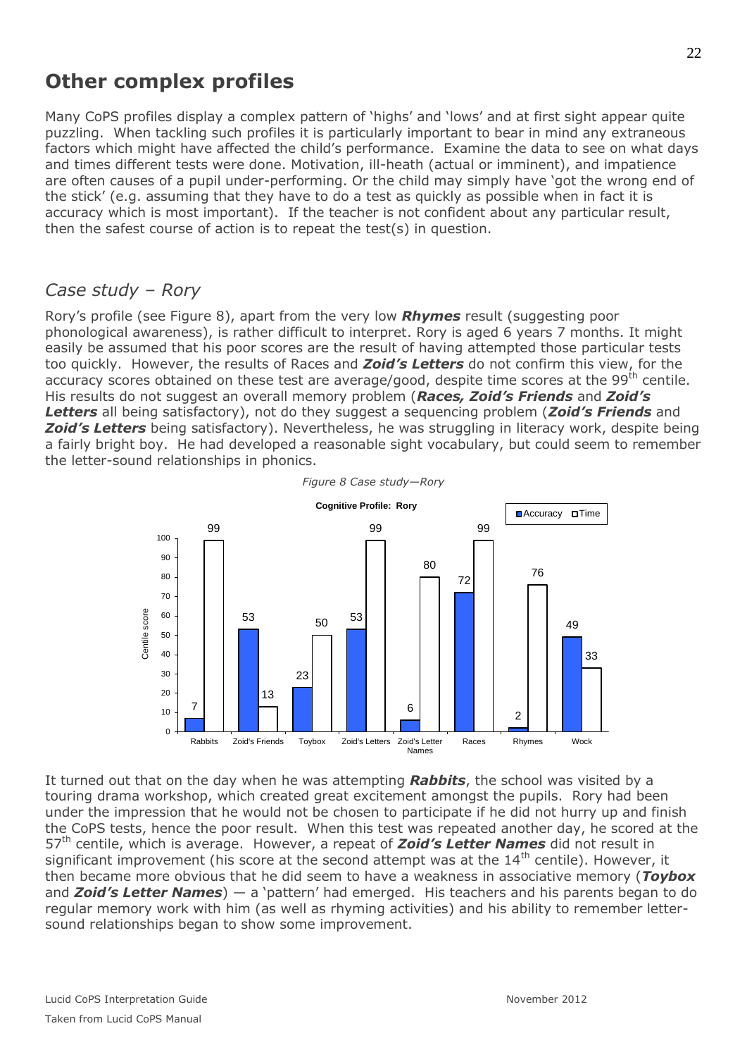## Other complex profiles

Many CoPS profiles display a complex pattern of 'highs' and 'lows' and at first sight appear quite puzzling. When tackling such profiles it is particularly important to bear in mind any extraneous factors which might have affected the child's performance. Examine the data to see on what days and times different tests were done. Motivation, ill-heath (actual or imminent), and impatience are often causes of a pupil under-performing. Or the child may simply have 'got the wrong end of the stick' (e.g. assuming that they have to do a test as quickly as possible when in fact it is accuracy which is most important). If the teacher is not confident about any particular result, then the safest course of action is to repeat the test(s) in question.

### *Case study – Rory*

Rory's profile (see Figure 8), apart from the very low ***Rhymes*** result (suggesting poor phonological awareness), is rather difficult to interpret. Rory is aged 6 years 7 months. It might easily be assumed that his poor scores are the result of having attempted those particular tests too quickly. However, the results of Races and ***Zoid's Letters*** do not confirm this view, for the accuracy scores obtained on these test are average/good, despite time scores at the 99th centile. His results do not suggest an overall memory problem (***Races, Zoid's Friends*** and ***Zoid's Letters*** all being satisfactory), not do they suggest a sequencing problem (***Zoid's Friends*** and ***Zoid's Letters*** being satisfactory). Nevertheless, he was struggling in literacy work, despite being a fairly bright boy. He had developed a reasonable sight vocabulary, but could seem to remember the letter-sound relationships in phonics.

*Figure 8 Case study—Rory*

**Cognitive Profile: Rory**

| Test | Accuracy (centile) | Time (centile) |
|---|---|---|
| Rabbits | 7 | 99 |
| Zoid's Friends | 53 | 13 |
| Toybox | 23 | 50 |
| Zoid's Letters | 53 | 99 |
| Zoid's Letter Names | 6 | 80 |
| Races | 72 | 99 |
| Rhymes | 2 | 76 |
| Wock | 49 | 33 |

It turned out that on the day when he was attempting ***Rabbits***, the school was visited by a touring drama workshop, which created great excitement amongst the pupils. Rory had been under the impression that he would not be chosen to participate if he did not hurry up and finish the CoPS tests, hence the poor result. When this test was repeated another day, he scored at the 57th centile, which is average. However, a repeat of ***Zoid's Letter Names*** did not result in significant improvement (his score at the second attempt was at the 14th centile). However, it then became more obvious that he did seem to have a weakness in associative memory (***Toybox*** and ***Zoid's Letter Names***) — a 'pattern' had emerged. His teachers and his parents began to do regular memory work with him (as well as rhyming activities) and his ability to remember letter-sound relationships began to show some improvement.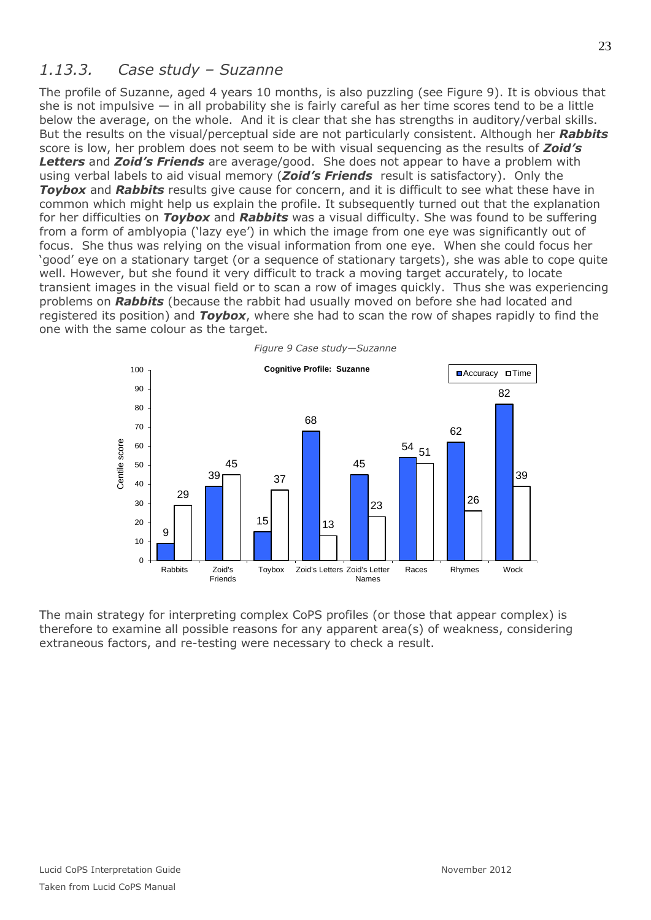## *1.13.3. Case study – Suzanne*

The profile of Suzanne, aged 4 years 10 months, is also puzzling (see Figure 9). It is obvious that she is not impulsive — in all probability she is fairly careful as her time scores tend to be a little below the average, on the whole. And it is clear that she has strengths in auditory/verbal skills. But the results on the visual/perceptual side are not particularly consistent. Although her ***Rabbits*** score is low, her problem does not seem to be with visual sequencing as the results of ***Zoid's Letters*** and ***Zoid's Friends*** are average/good. She does not appear to have a problem with using verbal labels to aid visual memory (***Zoid's Friends*** result is satisfactory). Only the ***Toybox*** and ***Rabbits*** results give cause for concern, and it is difficult to see what these have in common which might help us explain the profile. It subsequently turned out that the explanation for her difficulties on ***Toybox*** and ***Rabbits*** was a visual difficulty. She was found to be suffering from a form of amblyopia ('lazy eye') in which the image from one eye was significantly out of focus. She thus was relying on the visual information from one eye. When she could focus her 'good' eye on a stationary target (or a sequence of stationary targets), she was able to cope quite well. However, but she found it very difficult to track a moving target accurately, to locate transient images in the visual field or to scan a row of images quickly. Thus she was experiencing problems on ***Rabbits*** (because the rabbit had usually moved on before she had located and registered its position) and ***Toybox***, where she had to scan the row of shapes rapidly to find the one with the same colour as the target.

*Figure 9 Case study—Suzanne*

**Cognitive Profile: Suzanne** (Centile score)

| | Rabbits | Zoid's Friends | Toybox | Zoid's Letters | Zoid's Letter Names | Races | Rhymes | Wock |
|---|---|---|---|---|---|---|---|---|
| Accuracy | 9 | 39 | 15 | 68 | 45 | 54 | 62 | 82 |
| Time | 29 | 45 | 37 | 13 | 23 | 51 | 26 | 39 |

The main strategy for interpreting complex CoPS profiles (or those that appear complex) is therefore to examine all possible reasons for any apparent area(s) of weakness, considering extraneous factors, and re-testing were necessary to check a result.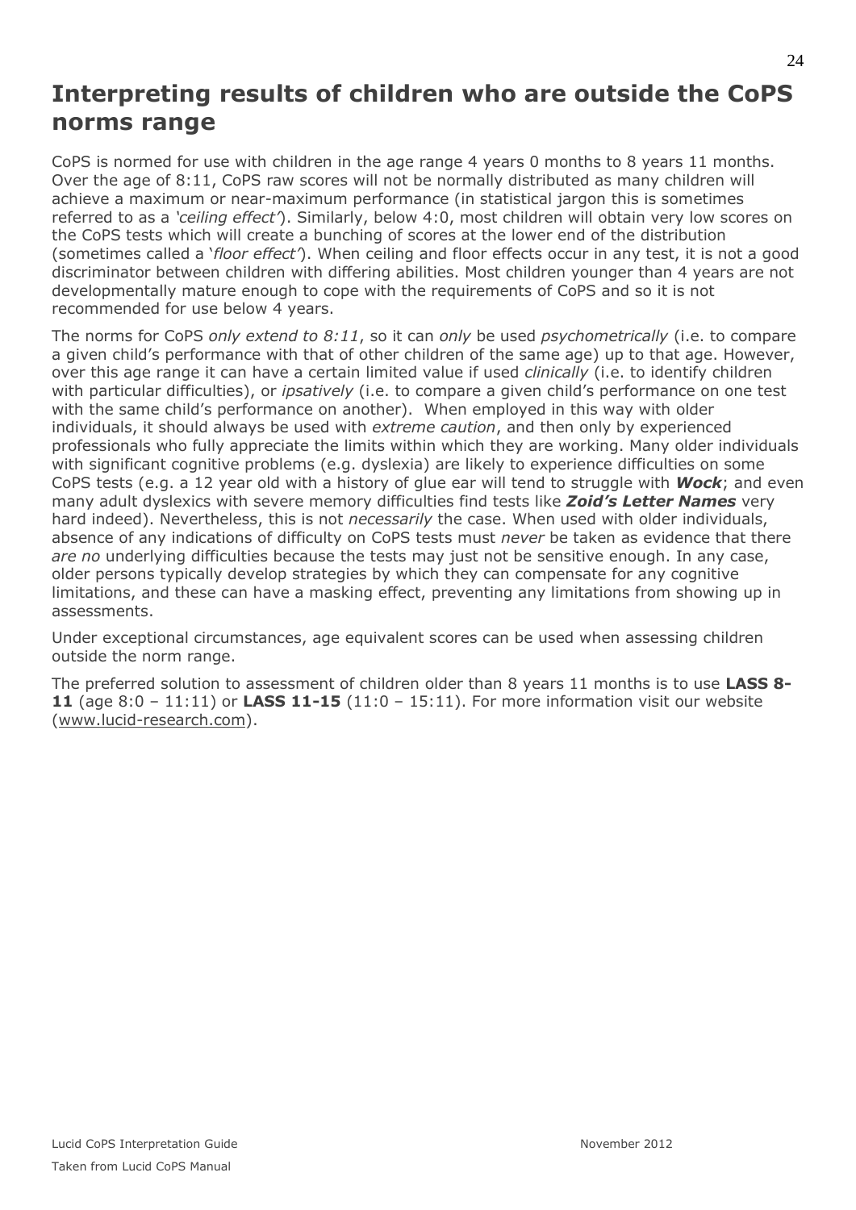## Interpreting results of children who are outside the CoPS norms range

CoPS is normed for use with children in the age range 4 years 0 months to 8 years 11 months. Over the age of 8:11, CoPS raw scores will not be normally distributed as many children will achieve a maximum or near-maximum performance (in statistical jargon this is sometimes referred to as a *'ceiling effect'*). Similarly, below 4:0, most children will obtain very low scores on the CoPS tests which will create a bunching of scores at the lower end of the distribution (sometimes called a '*floor effect*'). When ceiling and floor effects occur in any test, it is not a good discriminator between children with differing abilities. Most children younger than 4 years are not developmentally mature enough to cope with the requirements of CoPS and so it is not recommended for use below 4 years.

The norms for CoPS *only extend to 8:11*, so it can *only* be used *psychometrically* (i.e. to compare a given child's performance with that of other children of the same age) up to that age. However, over this age range it can have a certain limited value if used *clinically* (i.e. to identify children with particular difficulties), or *ipsatively* (i.e. to compare a given child's performance on one test with the same child's performance on another). When employed in this way with older individuals, it should always be used with *extreme caution*, and then only by experienced professionals who fully appreciate the limits within which they are working. Many older individuals with significant cognitive problems (e.g. dyslexia) are likely to experience difficulties on some CoPS tests (e.g. a 12 year old with a history of glue ear will tend to struggle with ***Wock***; and even many adult dyslexics with severe memory difficulties find tests like ***Zoid's Letter Names*** very hard indeed). Nevertheless, this is not *necessarily* the case. When used with older individuals, absence of any indications of difficulty on CoPS tests must *never* be taken as evidence that there *are no* underlying difficulties because the tests may just not be sensitive enough. In any case, older persons typically develop strategies by which they can compensate for any cognitive limitations, and these can have a masking effect, preventing any limitations from showing up in assessments.

Under exceptional circumstances, age equivalent scores can be used when assessing children outside the norm range.

The preferred solution to assessment of children older than 8 years 11 months is to use **LASS 8-11** (age 8:0 – 11:11) or **LASS 11-15** (11:0 – 15:11). For more information visit our website (www.lucid-research.com).